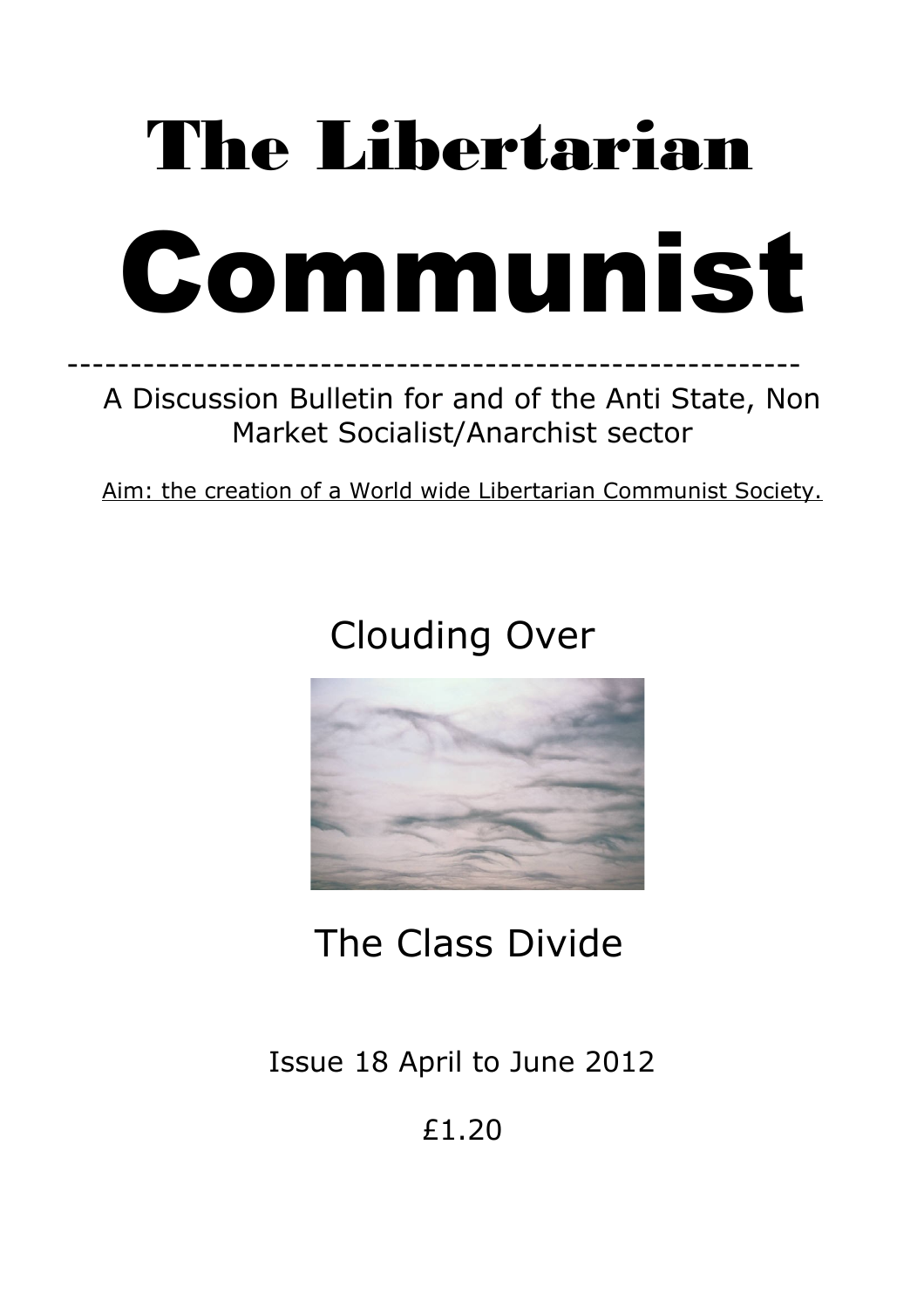# The Libertarian Communist

---

A Discussion Bulletin for and of the Anti State, Non Market Socialist/Anarchist sector

Aim: the creation of a World wide Libertarian Communist Society.

Clouding Over

The Class Divide

Issue 18 April to June 2012

£1.20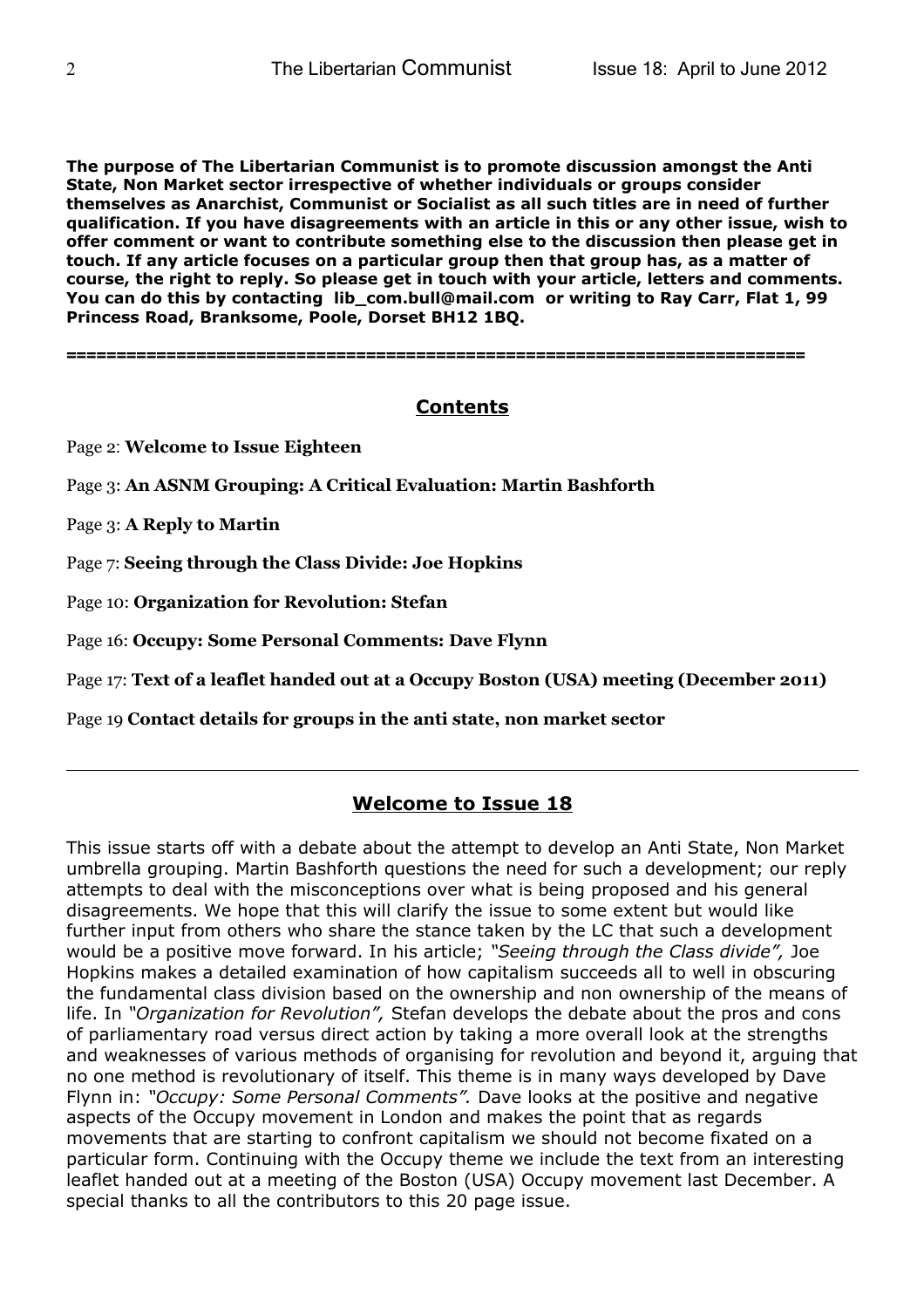**The purpose of The Libertarian Communist is to promote discussion amongst the Anti State, Non Market sector irrespective of whether individuals or groups consider themselves as Anarchist, Communist or Socialist as all such titles are in need of further qualification. If you have disagreements with an article in this or any other issue, wish to offer comment or want to contribute something else to the discussion then please get in touch. If any article focuses on a particular group then that group has, as a matter of course, the right to reply. So please get in touch with your article, letters and comments. You can do this by contacting lib_com.bull@mail.com or writing to Ray Carr, Flat 1, 99 Princess Road, Branksome, Poole, Dorset BH12 1BQ.**

---

## Contents

Page 2: **Welcome to Issue Eighteen**

Page 3: **An ASNM Grouping: A Critical Evaluation: Martin Bashforth**

Page 3: **A Reply to Martin**

Page 7: **Seeing through the Class Divide: Joe Hopkins**

Page 10: **Organization for Revolution: Stefan**

Page 16: **Occupy: Some Personal Comments: Dave Flynn**

Page 17: **Text of a leaflet handed out at a Occupy Boston (USA) meeting (December 2011)**

Page 19 **Contact details for groups in the anti state, non market sector**

---

## Welcome to Issue 18

This issue starts off with a debate about the attempt to develop an Anti State, Non Market umbrella grouping. Martin Bashforth questions the need for such a development; our reply attempts to deal with the misconceptions over what is being proposed and his general disagreements. We hope that this will clarify the issue to some extent but would like further input from others who share the stance taken by the LC that such a development would be a positive move forward. In his article; *"Seeing through the Class divide",* Joe Hopkins makes a detailed examination of how capitalism succeeds all to well in obscuring the fundamental class division based on the ownership and non ownership of the means of life. In *"Organization for Revolution",* Stefan develops the debate about the pros and cons of parliamentary road versus direct action by taking a more overall look at the strengths and weaknesses of various methods of organising for revolution and beyond it, arguing that no one method is revolutionary of itself. This theme is in many ways developed by Dave Flynn in: *"Occupy: Some Personal Comments".* Dave looks at the positive and negative aspects of the Occupy movement in London and makes the point that as regards movements that are starting to confront capitalism we should not become fixated on a particular form. Continuing with the Occupy theme we include the text from an interesting leaflet handed out at a meeting of the Boston (USA) Occupy movement last December. A special thanks to all the contributors to this 20 page issue.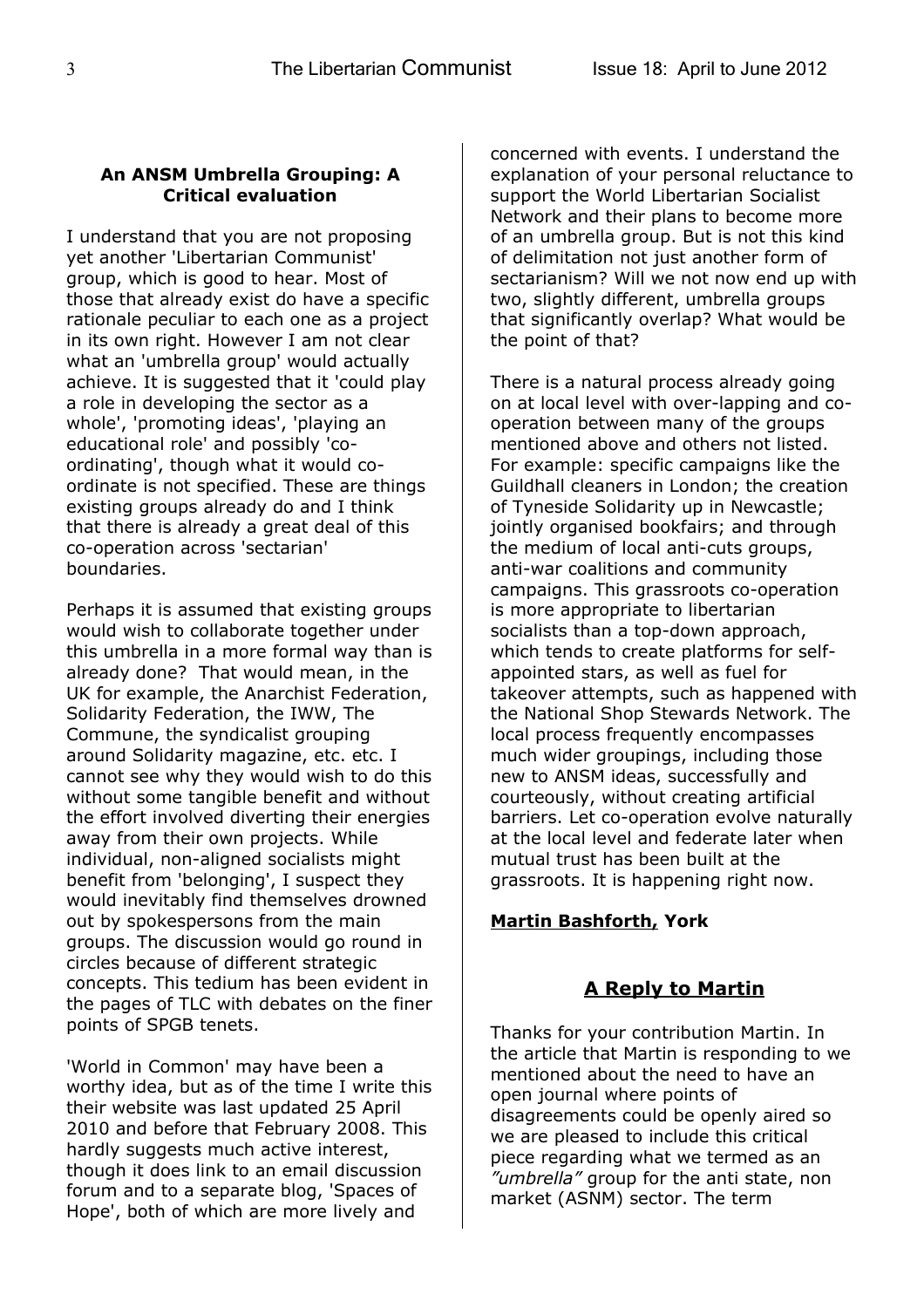## An ANSM Umbrella Grouping: A Critical evaluation

I understand that you are not proposing yet another 'Libertarian Communist' group, which is good to hear. Most of those that already exist do have a specific rationale peculiar to each one as a project in its own right. However I am not clear what an 'umbrella group' would actually achieve. It is suggested that it 'could play a role in developing the sector as a whole', 'promoting ideas', 'playing an educational role' and possibly 'co-ordinating', though what it would co-ordinate is not specified. These are things existing groups already do and I think that there is already a great deal of this co-operation across 'sectarian' boundaries.

Perhaps it is assumed that existing groups would wish to collaborate together under this umbrella in a more formal way than is already done? That would mean, in the UK for example, the Anarchist Federation, Solidarity Federation, the IWW, The Commune, the syndicalist grouping around Solidarity magazine, etc. etc. I cannot see why they would wish to do this without some tangible benefit and without the effort involved diverting their energies away from their own projects. While individual, non-aligned socialists might benefit from 'belonging', I suspect they would inevitably find themselves drowned out by spokespersons from the main groups. The discussion would go round in circles because of different strategic concepts. This tedium has been evident in the pages of TLC with debates on the finer points of SPGB tenets.

'World in Common' may have been a worthy idea, but as of the time I write this their website was last updated 25 April 2010 and before that February 2008. This hardly suggests much active interest, though it does link to an email discussion forum and to a separate blog, 'Spaces of Hope', both of which are more lively and concerned with events. I understand the explanation of your personal reluctance to support the World Libertarian Socialist Network and their plans to become more of an umbrella group. But is not this kind of delimitation not just another form of sectarianism? Will we not now end up with two, slightly different, umbrella groups that significantly overlap? What would be the point of that?

There is a natural process already going on at local level with over-lapping and co-operation between many of the groups mentioned above and others not listed. For example: specific campaigns like the Guildhall cleaners in London; the creation of Tyneside Solidarity up in Newcastle; jointly organised bookfairs; and through the medium of local anti-cuts groups, anti-war coalitions and community campaigns. This grassroots co-operation is more appropriate to libertarian socialists than a top-down approach, which tends to create platforms for self-appointed stars, as well as fuel for takeover attempts, such as happened with the National Shop Stewards Network. The local process frequently encompasses much wider groupings, including those new to ANSM ideas, successfully and courteously, without creating artificial barriers. Let co-operation evolve naturally at the local level and federate later when mutual trust has been built at the grassroots. It is happening right now.

**Martin Bashforth, York**

## A Reply to Martin

Thanks for your contribution Martin. In the article that Martin is responding to we mentioned about the need to have an open journal where points of disagreements could be openly aired so we are pleased to include this critical piece regarding what we termed as an *"umbrella"* group for the anti state, non market (ASNM) sector. The term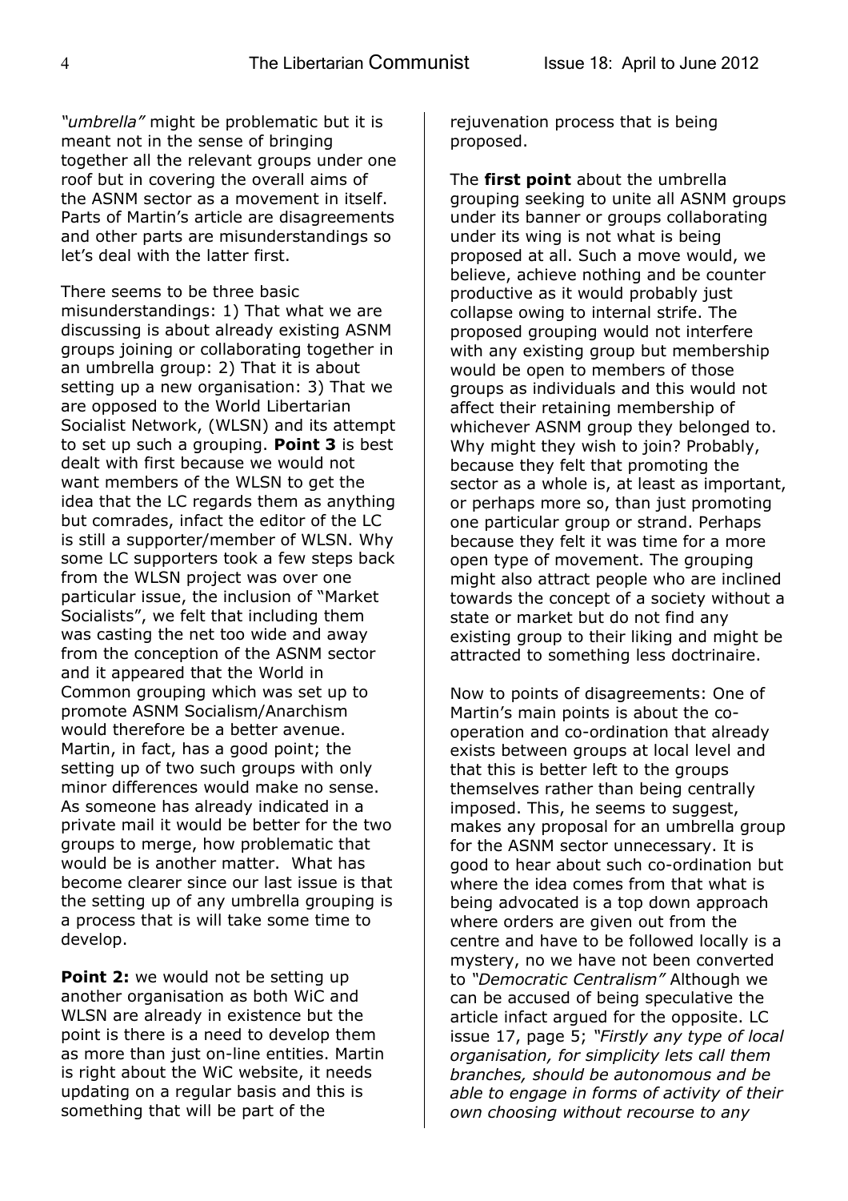*"umbrella"* might be problematic but it is meant not in the sense of bringing together all the relevant groups under one roof but in covering the overall aims of the ASNM sector as a movement in itself. Parts of Martin's article are disagreements and other parts are misunderstandings so let's deal with the latter first.

There seems to be three basic misunderstandings: 1) That what we are discussing is about already existing ASNM groups joining or collaborating together in an umbrella group: 2) That it is about setting up a new organisation: 3) That we are opposed to the World Libertarian Socialist Network, (WLSN) and its attempt to set up such a grouping. **Point 3** is best dealt with first because we would not want members of the WLSN to get the idea that the LC regards them as anything but comrades, infact the editor of the LC is still a supporter/member of WLSN. Why some LC supporters took a few steps back from the WLSN project was over one particular issue, the inclusion of "Market Socialists", we felt that including them was casting the net too wide and away from the conception of the ASNM sector and it appeared that the World in Common grouping which was set up to promote ASNM Socialism/Anarchism would therefore be a better avenue. Martin, in fact, has a good point; the setting up of two such groups with only minor differences would make no sense. As someone has already indicated in a private mail it would be better for the two groups to merge, how problematic that would be is another matter. What has become clearer since our last issue is that the setting up of any umbrella grouping is a process that is will take some time to develop.

**Point 2:** we would not be setting up another organisation as both WiC and WLSN are already in existence but the point is there is a need to develop them as more than just on-line entities. Martin is right about the WiC website, it needs updating on a regular basis and this is something that will be part of the rejuvenation process that is being proposed.

The **first point** about the umbrella grouping seeking to unite all ASNM groups under its banner or groups collaborating under its wing is not what is being proposed at all. Such a move would, we believe, achieve nothing and be counter productive as it would probably just collapse owing to internal strife. The proposed grouping would not interfere with any existing group but membership would be open to members of those groups as individuals and this would not affect their retaining membership of whichever ASNM group they belonged to. Why might they wish to join? Probably, because they felt that promoting the sector as a whole is, at least as important, or perhaps more so, than just promoting one particular group or strand. Perhaps because they felt it was time for a more open type of movement. The grouping might also attract people who are inclined towards the concept of a society without a state or market but do not find any existing group to their liking and might be attracted to something less doctrinaire.

Now to points of disagreements: One of Martin's main points is about the co-operation and co-ordination that already exists between groups at local level and that this is better left to the groups themselves rather than being centrally imposed. This, he seems to suggest, makes any proposal for an umbrella group for the ASNM sector unnecessary. It is good to hear about such co-ordination but where the idea comes from that what is being advocated is a top down approach where orders are given out from the centre and have to be followed locally is a mystery, no we have not been converted to *"Democratic Centralism"* Although we can be accused of being speculative the article infact argued for the opposite. LC issue 17, page 5; *"Firstly any type of local organisation, for simplicity lets call them branches, should be autonomous and be able to engage in forms of activity of their own choosing without recourse to any*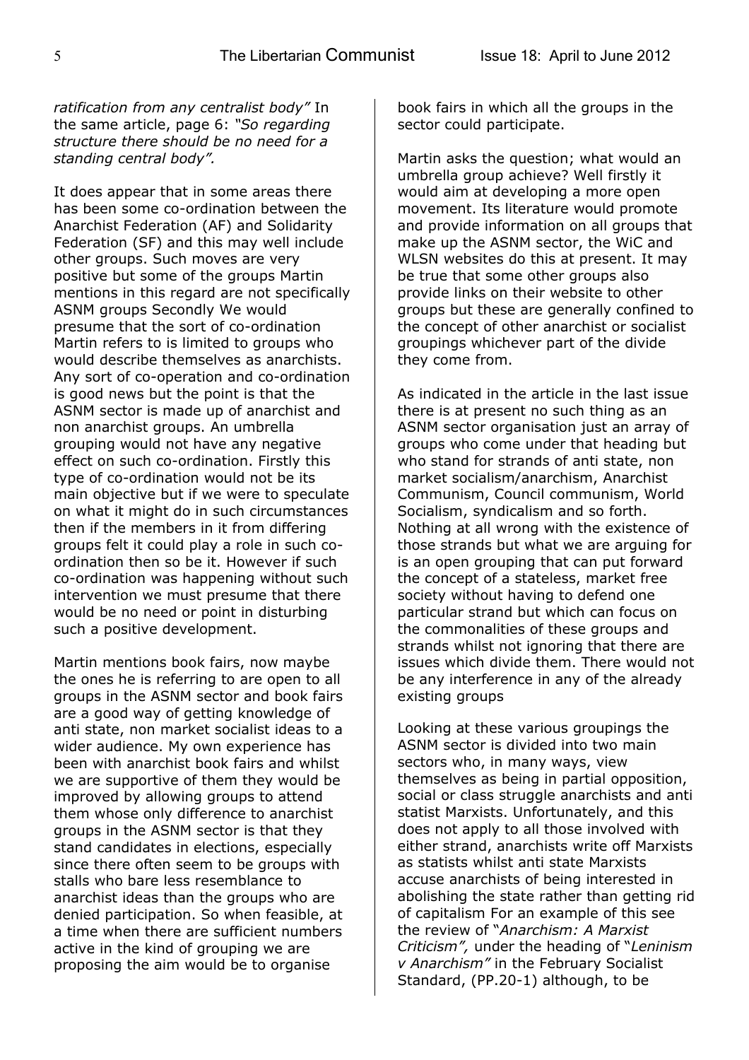*ratification from any centralist body"* In the same article, page 6: *"So regarding structure there should be no need for a standing central body".*

It does appear that in some areas there has been some co-ordination between the Anarchist Federation (AF) and Solidarity Federation (SF) and this may well include other groups. Such moves are very positive but some of the groups Martin mentions in this regard are not specifically ASNM groups Secondly We would presume that the sort of co-ordination Martin refers to is limited to groups who would describe themselves as anarchists. Any sort of co-operation and co-ordination is good news but the point is that the ASNM sector is made up of anarchist and non anarchist groups. An umbrella grouping would not have any negative effect on such co-ordination. Firstly this type of co-ordination would not be its main objective but if we were to speculate on what it might do in such circumstances then if the members in it from differing groups felt it could play a role in such co-ordination then so be it. However if such co-ordination was happening without such intervention we must presume that there would be no need or point in disturbing such a positive development.

Martin mentions book fairs, now maybe the ones he is referring to are open to all groups in the ASNM sector and book fairs are a good way of getting knowledge of anti state, non market socialist ideas to a wider audience. My own experience has been with anarchist book fairs and whilst we are supportive of them they would be improved by allowing groups to attend them whose only difference to anarchist groups in the ASNM sector is that they stand candidates in elections, especially since there often seem to be groups with stalls who bare less resemblance to anarchist ideas than the groups who are denied participation. So when feasible, at a time when there are sufficient numbers active in the kind of grouping we are proposing the aim would be to organise book fairs in which all the groups in the sector could participate.

Martin asks the question; what would an umbrella group achieve? Well firstly it would aim at developing a more open movement. Its literature would promote and provide information on all groups that make up the ASNM sector, the WiC and WLSN websites do this at present. It may be true that some other groups also provide links on their website to other groups but these are generally confined to the concept of other anarchist or socialist groupings whichever part of the divide they come from.

As indicated in the article in the last issue there is at present no such thing as an ASNM sector organisation just an array of groups who come under that heading but who stand for strands of anti state, non market socialism/anarchism, Anarchist Communism, Council communism, World Socialism, syndicalism and so forth. Nothing at all wrong with the existence of those strands but what we are arguing for is an open grouping that can put forward the concept of a stateless, market free society without having to defend one particular strand but which can focus on the commonalities of these groups and strands whilst not ignoring that there are issues which divide them. There would not be any interference in any of the already existing groups

Looking at these various groupings the ASNM sector is divided into two main sectors who, in many ways, view themselves as being in partial opposition, social or class struggle anarchists and anti statist Marxists. Unfortunately, and this does not apply to all those involved with either strand, anarchists write off Marxists as statists whilst anti state Marxists accuse anarchists of being interested in abolishing the state rather than getting rid of capitalism For an example of this see the review of "*Anarchism: A Marxist Criticism",* under the heading of "*Leninism v Anarchism"* in the February Socialist Standard, (PP.20-1) although, to be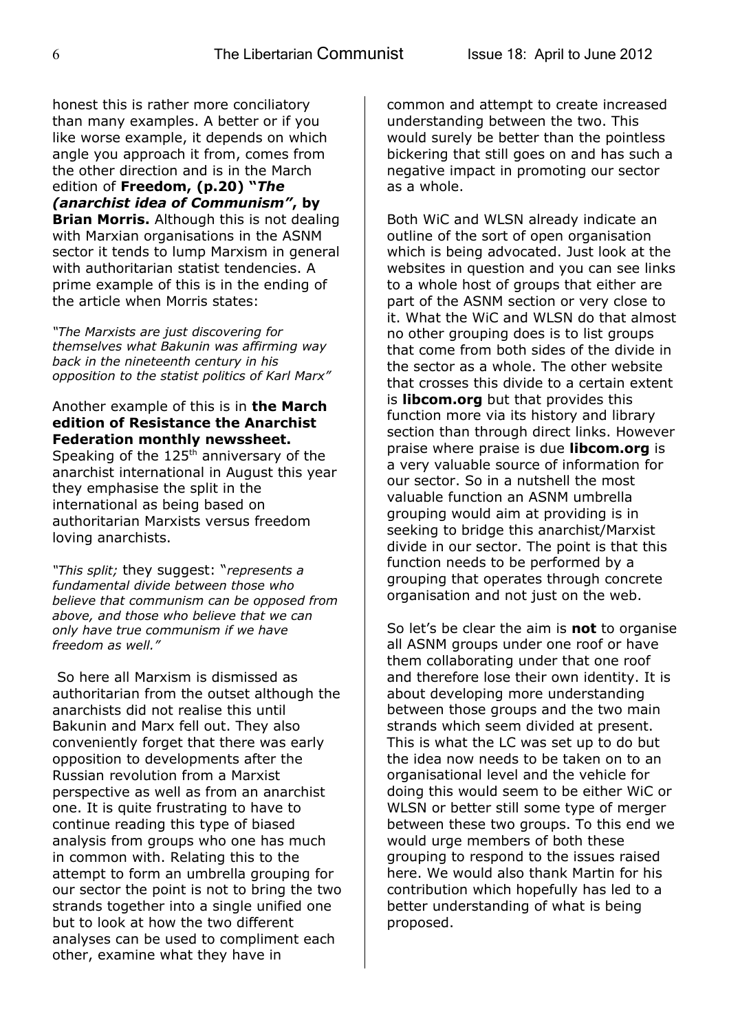honest this is rather more conciliatory than many examples. A better or if you like worse example, it depends on which angle you approach it from, comes from the other direction and is in the March edition of **Freedom, (p.20) "*The (anarchist idea of Communism*", by Brian Morris.** Although this is not dealing with Marxian organisations in the ASNM sector it tends to lump Marxism in general with authoritarian statist tendencies. A prime example of this is in the ending of the article when Morris states:

*"The Marxists are just discovering for themselves what Bakunin was affirming way back in the nineteenth century in his opposition to the statist politics of Karl Marx"*

Another example of this is in **the March edition of Resistance the Anarchist Federation monthly newssheet.** Speaking of the 125th anniversary of the anarchist international in August this year they emphasise the split in the international as being based on authoritarian Marxists versus freedom loving anarchists.

*"This split;* they suggest: "*represents a fundamental divide between those who believe that communism can be opposed from above, and those who believe that we can only have true communism if we have freedom as well."*

So here all Marxism is dismissed as authoritarian from the outset although the anarchists did not realise this until Bakunin and Marx fell out. They also conveniently forget that there was early opposition to developments after the Russian revolution from a Marxist perspective as well as from an anarchist one. It is quite frustrating to have to continue reading this type of biased analysis from groups who one has much in common with. Relating this to the attempt to form an umbrella grouping for our sector the point is not to bring the two strands together into a single unified one but to look at how the two different analyses can be used to compliment each other, examine what they have in common and attempt to create increased understanding between the two. This would surely be better than the pointless bickering that still goes on and has such a negative impact in promoting our sector as a whole.

Both WiC and WLSN already indicate an outline of the sort of open organisation which is being advocated. Just look at the websites in question and you can see links to a whole host of groups that either are part of the ASNM section or very close to it. What the WiC and WLSN do that almost no other grouping does is to list groups that come from both sides of the divide in the sector as a whole. The other website that crosses this divide to a certain extent is **libcom.org** but that provides this function more via its history and library section than through direct links. However praise where praise is due **libcom.org** is a very valuable source of information for our sector. So in a nutshell the most valuable function an ASNM umbrella grouping would aim at providing is in seeking to bridge this anarchist/Marxist divide in our sector. The point is that this function needs to be performed by a grouping that operates through concrete organisation and not just on the web.

So let's be clear the aim is **not** to organise all ASNM groups under one roof or have them collaborating under that one roof and therefore lose their own identity. It is about developing more understanding between those groups and the two main strands which seem divided at present. This is what the LC was set up to do but the idea now needs to be taken on to an organisational level and the vehicle for doing this would seem to be either WiC or WLSN or better still some type of merger between these two groups. To this end we would urge members of both these grouping to respond to the issues raised here. We would also thank Martin for his contribution which hopefully has led to a better understanding of what is being proposed.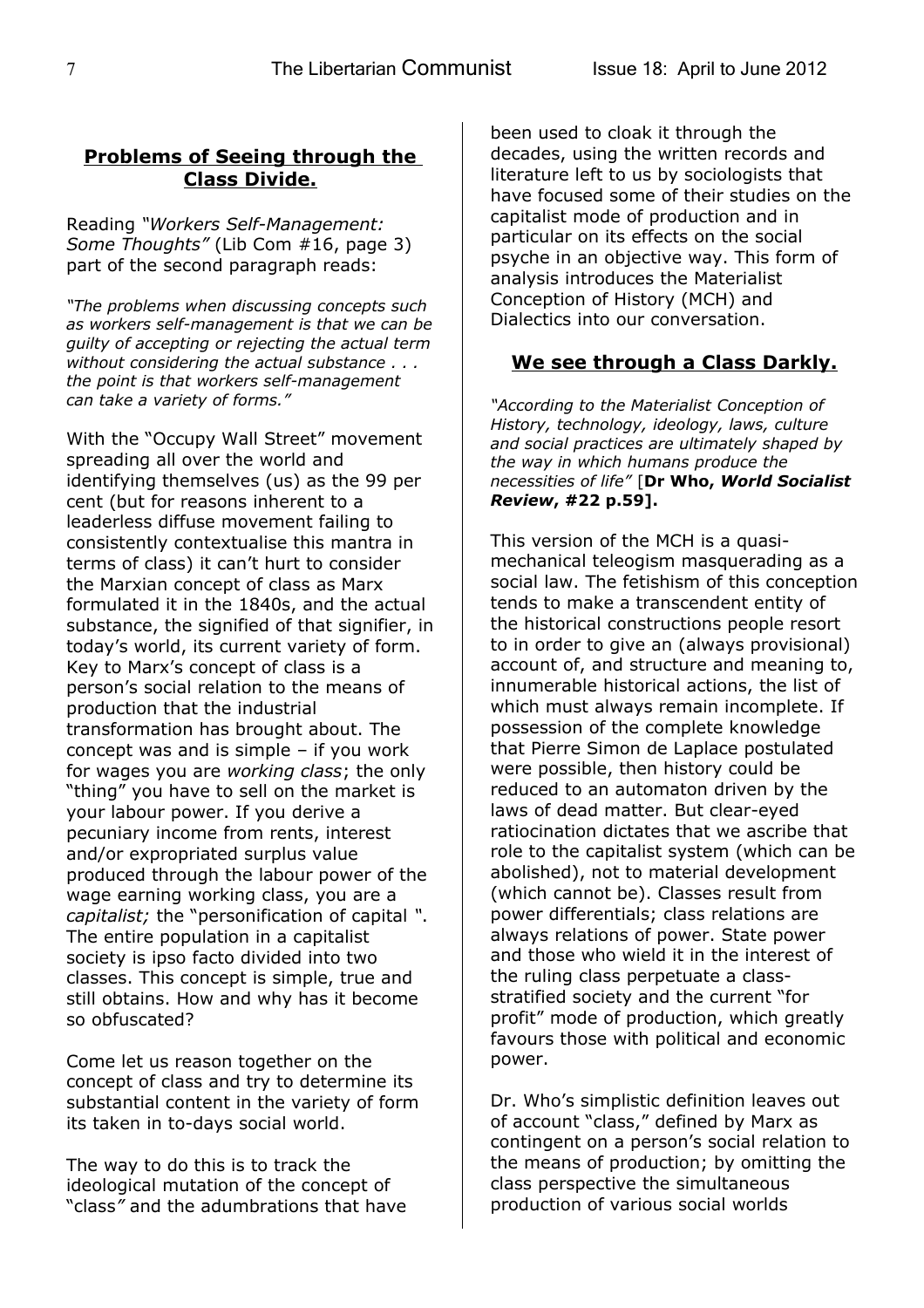## Problems of Seeing through the Class Divide.

Reading *"Workers Self-Management: Some Thoughts"* (Lib Com #16, page 3) part of the second paragraph reads:

*"The problems when discussing concepts such as workers self-management is that we can be guilty of accepting or rejecting the actual term without considering the actual substance . . . the point is that workers self-management can take a variety of forms."*

With the "Occupy Wall Street" movement spreading all over the world and identifying themselves (us) as the 99 per cent (but for reasons inherent to a leaderless diffuse movement failing to consistently contextualise this mantra in terms of class) it can't hurt to consider the Marxian concept of class as Marx formulated it in the 1840s, and the actual substance, the signified of that signifier, in today's world, its current variety of form. Key to Marx's concept of class is a person's social relation to the means of production that the industrial transformation has brought about. The concept was and is simple – if you work for wages you are *working class*; the only "thing" you have to sell on the market is your labour power. If you derive a pecuniary income from rents, interest and/or expropriated surplus value produced through the labour power of the wage earning working class, you are a *capitalist;* the "personification of capital ". The entire population in a capitalist society is ipso facto divided into two classes. This concept is simple, true and still obtains. How and why has it become so obfuscated?

Come let us reason together on the concept of class and try to determine its substantial content in the variety of form its taken in to-days social world.

The way to do this is to track the ideological mutation of the concept of "class*"* and the adumbrations that have been used to cloak it through the decades, using the written records and literature left to us by sociologists that have focused some of their studies on the capitalist mode of production and in particular on its effects on the social psyche in an objective way. This form of analysis introduces the Materialist Conception of History (MCH) and Dialectics into our conversation.

## We see through a Class Darkly.

*"According to the Materialist Conception of History, technology, ideology, laws, culture and social practices are ultimately shaped by the way in which humans produce the necessities of life"* [**Dr Who, *World Socialist Review*, #22 p.59].**

This version of the MCH is a quasi-mechanical teleogism masquerading as a social law. The fetishism of this conception tends to make a transcendent entity of the historical constructions people resort to in order to give an (always provisional) account of, and structure and meaning to, innumerable historical actions, the list of which must always remain incomplete. If possession of the complete knowledge that Pierre Simon de Laplace postulated were possible, then history could be reduced to an automaton driven by the laws of dead matter. But clear-eyed ratiocination dictates that we ascribe that role to the capitalist system (which can be abolished), not to material development (which cannot be). Classes result from power differentials; class relations are always relations of power. State power and those who wield it in the interest of the ruling class perpetuate a class-stratified society and the current "for profit" mode of production, which greatly favours those with political and economic power.

Dr. Who's simplistic definition leaves out of account "class," defined by Marx as contingent on a person's social relation to the means of production; by omitting the class perspective the simultaneous production of various social worlds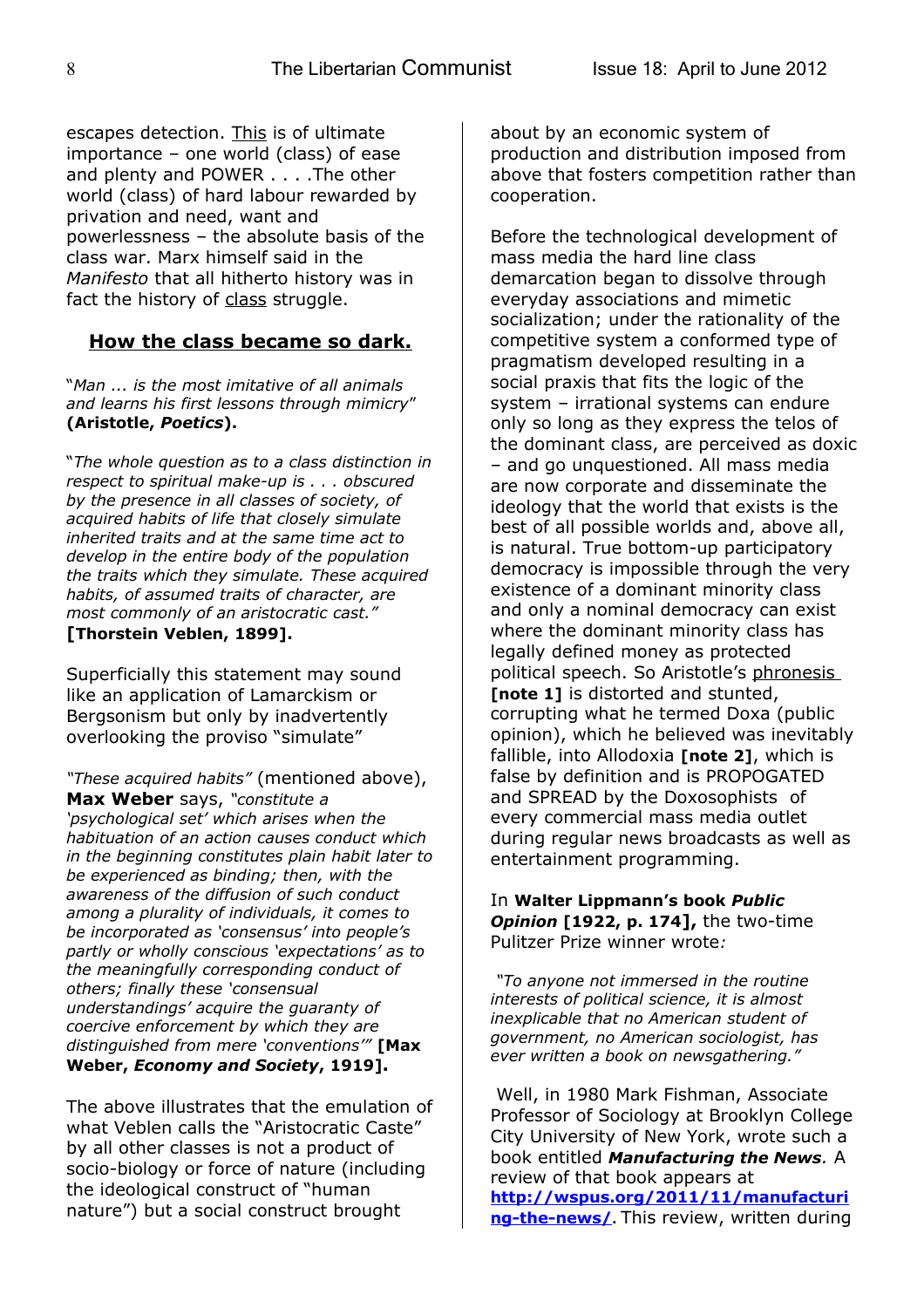escapes detection. <u>This</u> is of ultimate importance – one world (class) of ease and plenty and POWER . . . .The other world (class) of hard labour rewarded by privation and need, want and powerlessness – the absolute basis of the class war. Marx himself said in the *Manifesto* that all hitherto history was in fact the history of <u>class</u> struggle.

## How the class became so dark.

"*Man ... is the most imitative of all animals and learns his first lessons through mimicry*" **(Aristotle, *Poetics*).**

"*The whole question as to a class distinction in respect to spiritual make-up is . . . obscured by the presence in all classes of society, of acquired habits of life that closely simulate inherited traits and at the same time act to develop in the entire body of the population the traits which they simulate. These acquired habits, of assumed traits of character, are most commonly of an aristocratic cast.*" **[Thorstein Veblen, 1899].**

Superficially this statement may sound like an application of Lamarckism or Bergsonism but only by inadvertently overlooking the proviso "simulate"

*"These acquired habits"* (mentioned above), **Max Weber** says, *"constitute a 'psychological set' which arises when the habituation of an action causes conduct which in the beginning constitutes plain habit later to be experienced as binding; then, with the awareness of the diffusion of such conduct among a plurality of individuals, it comes to be incorporated as 'consensus' into people's partly or wholly conscious 'expectations' as to the meaningfully corresponding conduct of others; finally these 'consensual understandings' acquire the guaranty of coercive enforcement by which they are distinguished from mere 'conventions'"* **[Max Weber, *Economy and Society*, 1919].**

The above illustrates that the emulation of what Veblen calls the "Aristocratic Caste" by all other classes is not a product of socio-biology or force of nature (including the ideological construct of "human nature") but a social construct brought about by an economic system of production and distribution imposed from above that fosters competition rather than cooperation.

Before the technological development of mass media the hard line class demarcation began to dissolve through everyday associations and mimetic socialization; under the rationality of the competitive system a conformed type of pragmatism developed resulting in a social praxis that fits the logic of the system – irrational systems can endure only so long as they express the telos of the dominant class, are perceived as doxic – and go unquestioned. All mass media are now corporate and disseminate the ideology that the world that exists is the best of all possible worlds and, above all, is natural. True bottom-up participatory democracy is impossible through the very existence of a dominant minority class and only a nominal democracy can exist where the dominant minority class has legally defined money as protected political speech. So Aristotle's <u>phronesis</u> **[note 1]** is distorted and stunted, corrupting what he termed Doxa (public opinion), which he believed was inevitably fallible, into Allodoxia **[note 2]**, which is false by definition and is PROPOGATED and SPREAD by the Doxosophists of every commercial mass media outlet during regular news broadcasts as well as entertainment programming.

In **Walter Lippmann's book *Public Opinion* [1922, p. 174],** the two-time Pulitzer Prize winner wrote*:*

*"To anyone not immersed in the routine interests of political science, it is almost inexplicable that no American student of government, no American sociologist, has ever written a book on newsgathering."*

Well, in 1980 Mark Fishman, Associate Professor of Sociology at Brooklyn College City University of New York, wrote such a book entitled ***Manufacturing the News****.* A review of that book appears at **http://wspus.org/2011/11/manufacturing-the-news/**. This review, written during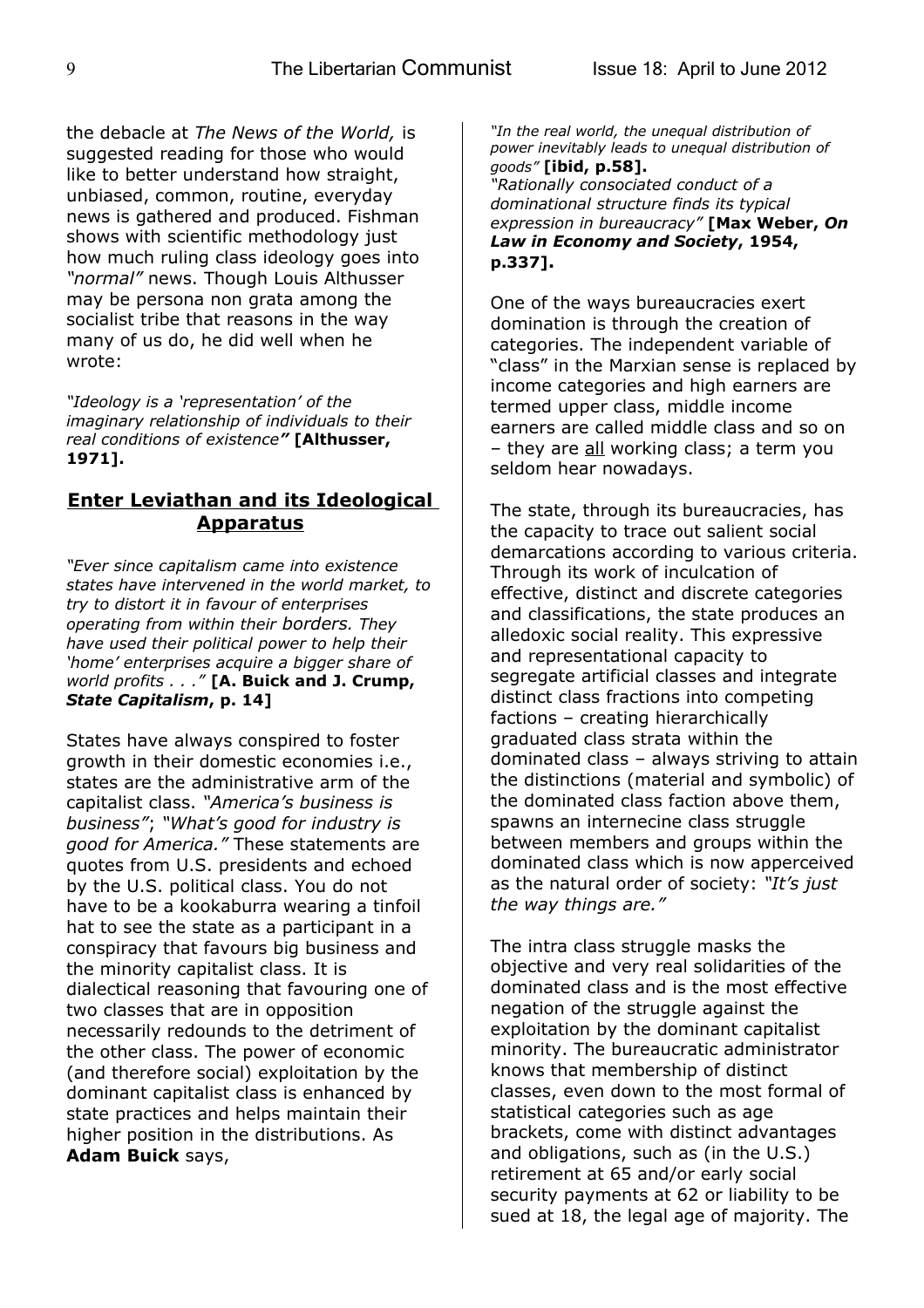the debacle at *The News of the World,* is suggested reading for those who would like to better understand how straight, unbiased, common, routine, everyday news is gathered and produced. Fishman shows with scientific methodology just how much ruling class ideology goes into *"normal"* news. Though Louis Althusser may be persona non grata among the socialist tribe that reasons in the way many of us do, he did well when he wrote:

*"Ideology is a 'representation' of the imaginary relationship of individuals to their real conditions of existence"* **[Althusser, 1971].**

## Enter Leviathan and its Ideological Apparatus

*"Ever since capitalism came into existence states have intervened in the world market, to try to distort it in favour of enterprises operating from within their borders. They have used their political power to help their 'home' enterprises acquire a bigger share of world profits . . ."* **[A. Buick and J. Crump, *State Capitalism*, p. 14]**

States have always conspired to foster growth in their domestic economies i.e., states are the administrative arm of the capitalist class. *"America's business is business"*; *"What's good for industry is good for America."* These statements are quotes from U.S. presidents and echoed by the U.S. political class. You do not have to be a kookaburra wearing a tinfoil hat to see the state as a participant in a conspiracy that favours big business and the minority capitalist class. It is dialectical reasoning that favouring one of two classes that are in opposition necessarily redounds to the detriment of the other class. The power of economic (and therefore social) exploitation by the dominant capitalist class is enhanced by state practices and helps maintain their higher position in the distributions. As **Adam Buick** says,

*"In the real world, the unequal distribution of power inevitably leads to unequal distribution of goods"* **[ibid, p.58].**
*"Rationally consociated conduct of a dominational structure finds its typical expression in bureaucracy"* **[Max Weber, *On Law in Economy and Society*, 1954, p.337].**

One of the ways bureaucracies exert domination is through the creation of categories. The independent variable of "class" in the Marxian sense is replaced by income categories and high earners are termed upper class, middle income earners are called middle class and so on – they are all working class; a term you seldom hear nowadays.

The state, through its bureaucracies, has the capacity to trace out salient social demarcations according to various criteria. Through its work of inculcation of effective, distinct and discrete categories and classifications, the state produces an alledoxic social reality. This expressive and representational capacity to segregate artificial classes and integrate distinct class fractions into competing factions – creating hierarchically graduated class strata within the dominated class – always striving to attain the distinctions (material and symbolic) of the dominated class faction above them, spawns an internecine class struggle between members and groups within the dominated class which is now apperceived as the natural order of society: *"It's just the way things are."*

The intra class struggle masks the objective and very real solidarities of the dominated class and is the most effective negation of the struggle against the exploitation by the dominant capitalist minority. The bureaucratic administrator knows that membership of distinct classes, even down to the most formal of statistical categories such as age brackets, come with distinct advantages and obligations, such as (in the U.S.) retirement at 65 and/or early social security payments at 62 or liability to be sued at 18, the legal age of majority. The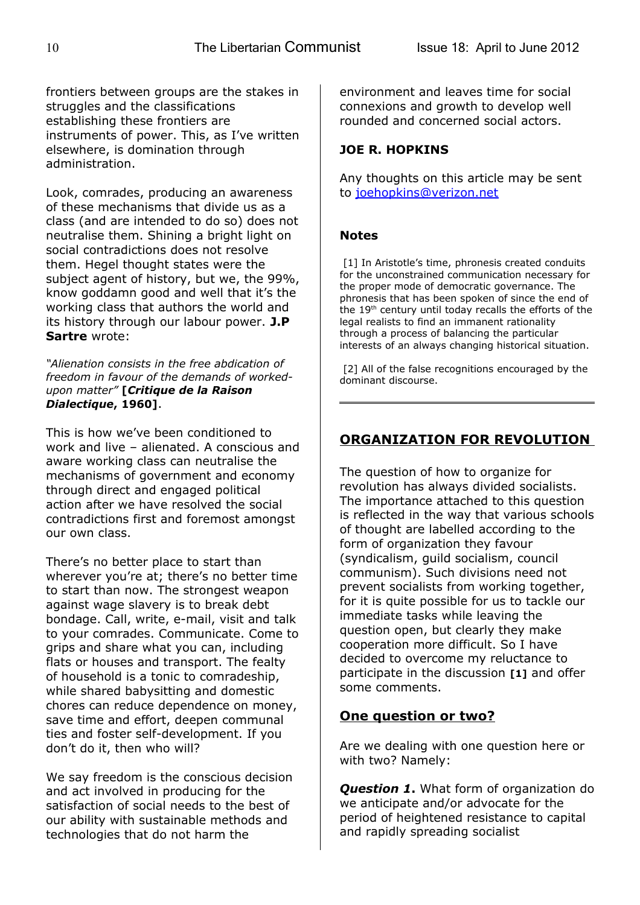frontiers between groups are the stakes in struggles and the classifications establishing these frontiers are instruments of power. This, as I've written elsewhere, is domination through administration.

Look, comrades, producing an awareness of these mechanisms that divide us as a class (and are intended to do so) does not neutralise them. Shining a bright light on social contradictions does not resolve them. Hegel thought states were the subject agent of history, but we, the 99%, know goddamn good and well that it's the working class that authors the world and its history through our labour power. **J.P Sartre** wrote:

*"Alienation consists in the free abdication of freedom in favour of the demands of worked-upon matter"* **[*Critique de la Raison Dialectique*, 1960]**.

This is how we've been conditioned to work and live – alienated. A conscious and aware working class can neutralise the mechanisms of government and economy through direct and engaged political action after we have resolved the social contradictions first and foremost amongst our own class.

There's no better place to start than wherever you're at; there's no better time to start than now. The strongest weapon against wage slavery is to break debt bondage. Call, write, e-mail, visit and talk to your comrades. Communicate. Come to grips and share what you can, including flats or houses and transport. The fealty of household is a tonic to comradeship, while shared babysitting and domestic chores can reduce dependence on money, save time and effort, deepen communal ties and foster self-development. If you don't do it, then who will?

We say freedom is the conscious decision and act involved in producing for the satisfaction of social needs to the best of our ability with sustainable methods and technologies that do not harm the environment and leaves time for social connexions and growth to develop well rounded and concerned social actors.

**JOE R. HOPKINS**

Any thoughts on this article may be sent to joehopkins@verizon.net

**Notes**

[1] In Aristotle's time, phronesis created conduits for the unconstrained communication necessary for the proper mode of democratic governance. The phronesis that has been spoken of since the end of the 19th century until today recalls the efforts of the legal realists to find an immanent rationality through a process of balancing the particular interests of an always changing historical situation.

[2] All of the false recognitions encouraged by the dominant discourse.

---

## ORGANIZATION FOR REVOLUTION

The question of how to organize for revolution has always divided socialists. The importance attached to this question is reflected in the way that various schools of thought are labelled according to the form of organization they favour (syndicalism, guild socialism, council communism). Such divisions need not prevent socialists from working together, for it is quite possible for us to tackle our immediate tasks while leaving the question open, but clearly they make cooperation more difficult. So I have decided to overcome my reluctance to participate in the discussion **[1]** and offer some comments.

### One question or two?

Are we dealing with one question here or with two? Namely:

***Question 1.*** What form of organization do we anticipate and/or advocate for the period of heightened resistance to capital and rapidly spreading socialist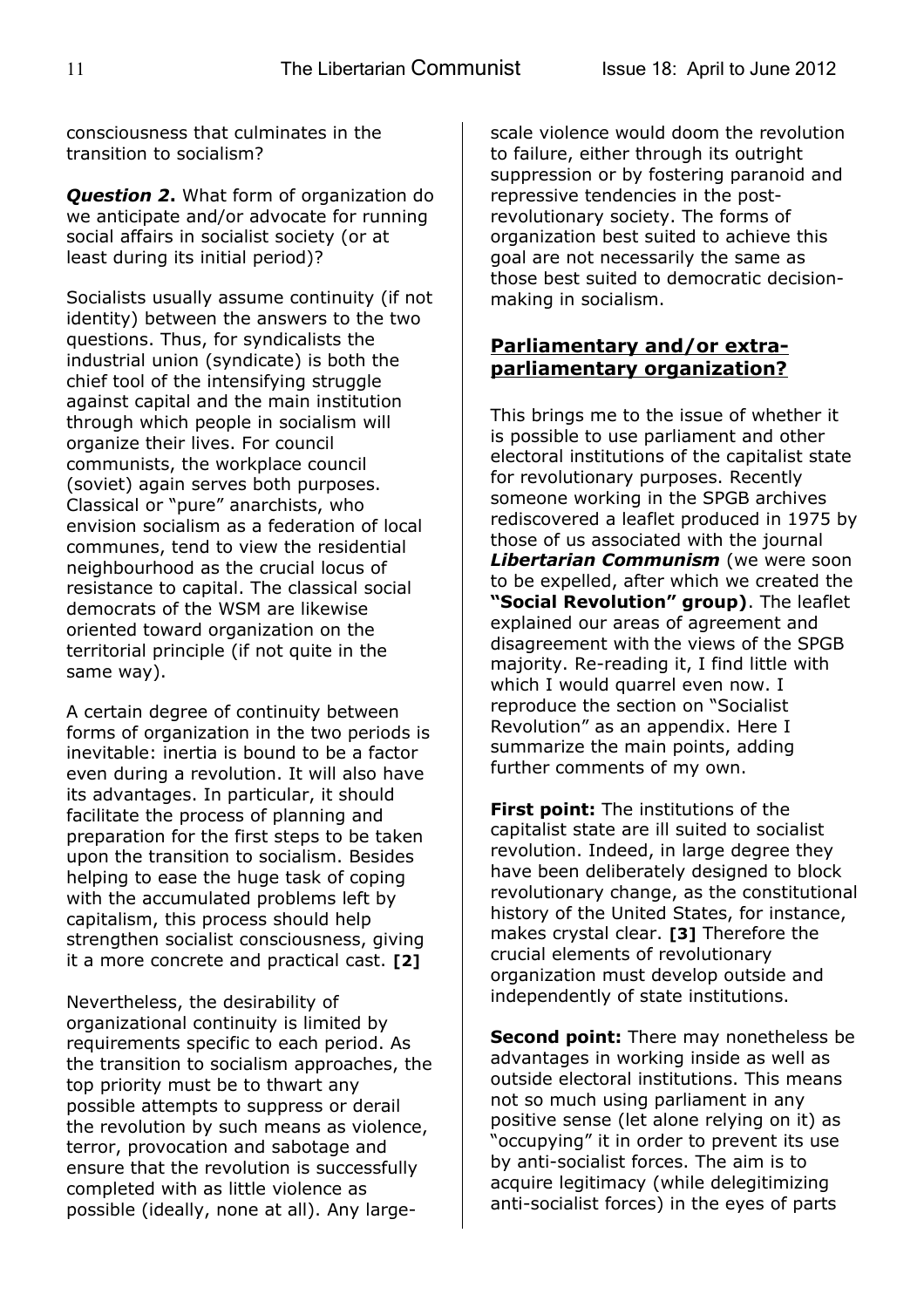consciousness that culminates in the transition to socialism?

***Question 2***. What form of organization do we anticipate and/or advocate for running social affairs in socialist society (or at least during its initial period)?

Socialists usually assume continuity (if not identity) between the answers to the two questions. Thus, for syndicalists the industrial union (syndicate) is both the chief tool of the intensifying struggle against capital and the main institution through which people in socialism will organize their lives. For council communists, the workplace council (soviet) again serves both purposes. Classical or "pure" anarchists, who envision socialism as a federation of local communes, tend to view the residential neighbourhood as the crucial locus of resistance to capital. The classical social democrats of the WSM are likewise oriented toward organization on the territorial principle (if not quite in the same way).

A certain degree of continuity between forms of organization in the two periods is inevitable: inertia is bound to be a factor even during a revolution. It will also have its advantages. In particular, it should facilitate the process of planning and preparation for the first steps to be taken upon the transition to socialism. Besides helping to ease the huge task of coping with the accumulated problems left by capitalism, this process should help strengthen socialist consciousness, giving it a more concrete and practical cast. **[2]**

Nevertheless, the desirability of organizational continuity is limited by requirements specific to each period. As the transition to socialism approaches, the top priority must be to thwart any possible attempts to suppress or derail the revolution by such means as violence, terror, provocation and sabotage and ensure that the revolution is successfully completed with as little violence as possible (ideally, none at all). Any large-scale violence would doom the revolution to failure, either through its outright suppression or by fostering paranoid and repressive tendencies in the post-revolutionary society. The forms of organization best suited to achieve this goal are not necessarily the same as those best suited to democratic decision-making in socialism.

## Parliamentary and/or extra-parliamentary organization?

This brings me to the issue of whether it is possible to use parliament and other electoral institutions of the capitalist state for revolutionary purposes. Recently someone working in the SPGB archives rediscovered a leaflet produced in 1975 by those of us associated with the journal ***Libertarian Communism*** (we were soon to be expelled, after which we created the **"Social Revolution" group)**. The leaflet explained our areas of agreement and disagreement with the views of the SPGB majority. Re-reading it, I find little with which I would quarrel even now. I reproduce the section on "Socialist Revolution" as an appendix. Here I summarize the main points, adding further comments of my own.

**First point:** The institutions of the capitalist state are ill suited to socialist revolution. Indeed, in large degree they have been deliberately designed to block revolutionary change, as the constitutional history of the United States, for instance, makes crystal clear. **[3]** Therefore the crucial elements of revolutionary organization must develop outside and independently of state institutions.

**Second point:** There may nonetheless be advantages in working inside as well as outside electoral institutions. This means not so much using parliament in any positive sense (let alone relying on it) as "occupying" it in order to prevent its use by anti-socialist forces. The aim is to acquire legitimacy (while delegitimizing anti-socialist forces) in the eyes of parts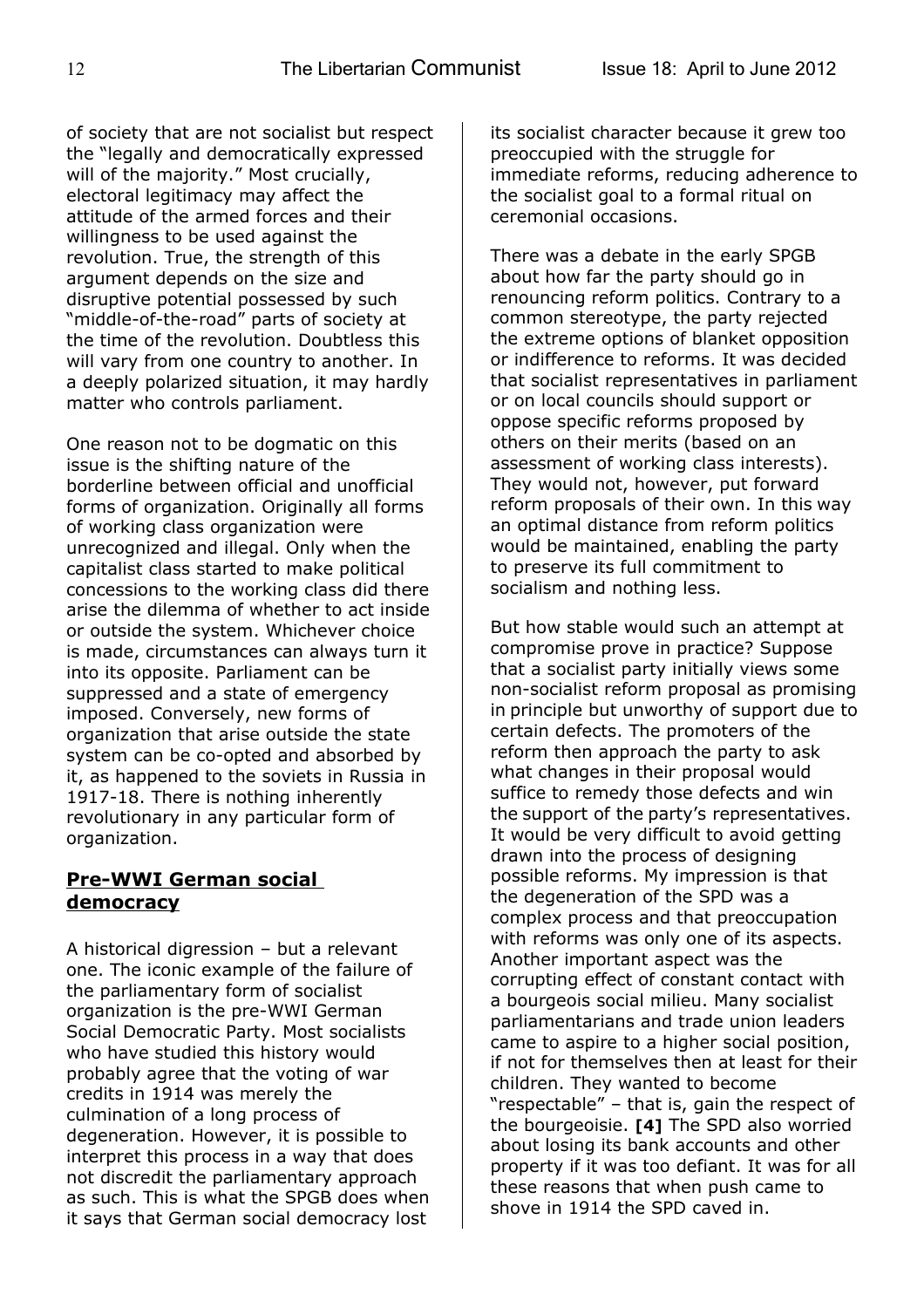of society that are not socialist but respect the "legally and democratically expressed will of the majority." Most crucially, electoral legitimacy may affect the attitude of the armed forces and their willingness to be used against the revolution. True, the strength of this argument depends on the size and disruptive potential possessed by such "middle-of-the-road" parts of society at the time of the revolution. Doubtless this will vary from one country to another. In a deeply polarized situation, it may hardly matter who controls parliament.

One reason not to be dogmatic on this issue is the shifting nature of the borderline between official and unofficial forms of organization. Originally all forms of working class organization were unrecognized and illegal. Only when the capitalist class started to make political concessions to the working class did there arise the dilemma of whether to act inside or outside the system. Whichever choice is made, circumstances can always turn it into its opposite. Parliament can be suppressed and a state of emergency imposed. Conversely, new forms of organization that arise outside the state system can be co-opted and absorbed by it, as happened to the soviets in Russia in 1917-18. There is nothing inherently revolutionary in any particular form of organization.

## Pre-WWI German social democracy

A historical digression – but a relevant one. The iconic example of the failure of the parliamentary form of socialist organization is the pre-WWI German Social Democratic Party. Most socialists who have studied this history would probably agree that the voting of war credits in 1914 was merely the culmination of a long process of degeneration. However, it is possible to interpret this process in a way that does not discredit the parliamentary approach as such. This is what the SPGB does when it says that German social democracy lost its socialist character because it grew too preoccupied with the struggle for immediate reforms, reducing adherence to the socialist goal to a formal ritual on ceremonial occasions.

There was a debate in the early SPGB about how far the party should go in renouncing reform politics. Contrary to a common stereotype, the party rejected the extreme options of blanket opposition or indifference to reforms. It was decided that socialist representatives in parliament or on local councils should support or oppose specific reforms proposed by others on their merits (based on an assessment of working class interests). They would not, however, put forward reform proposals of their own. In this way an optimal distance from reform politics would be maintained, enabling the party to preserve its full commitment to socialism and nothing less.

But how stable would such an attempt at compromise prove in practice? Suppose that a socialist party initially views some non-socialist reform proposal as promising in principle but unworthy of support due to certain defects. The promoters of the reform then approach the party to ask what changes in their proposal would suffice to remedy those defects and win the support of the party's representatives. It would be very difficult to avoid getting drawn into the process of designing possible reforms. My impression is that the degeneration of the SPD was a complex process and that preoccupation with reforms was only one of its aspects. Another important aspect was the corrupting effect of constant contact with a bourgeois social milieu. Many socialist parliamentarians and trade union leaders came to aspire to a higher social position, if not for themselves then at least for their children. They wanted to become "respectable" – that is, gain the respect of the bourgeoisie. **[4]** The SPD also worried about losing its bank accounts and other property if it was too defiant. It was for all these reasons that when push came to shove in 1914 the SPD caved in.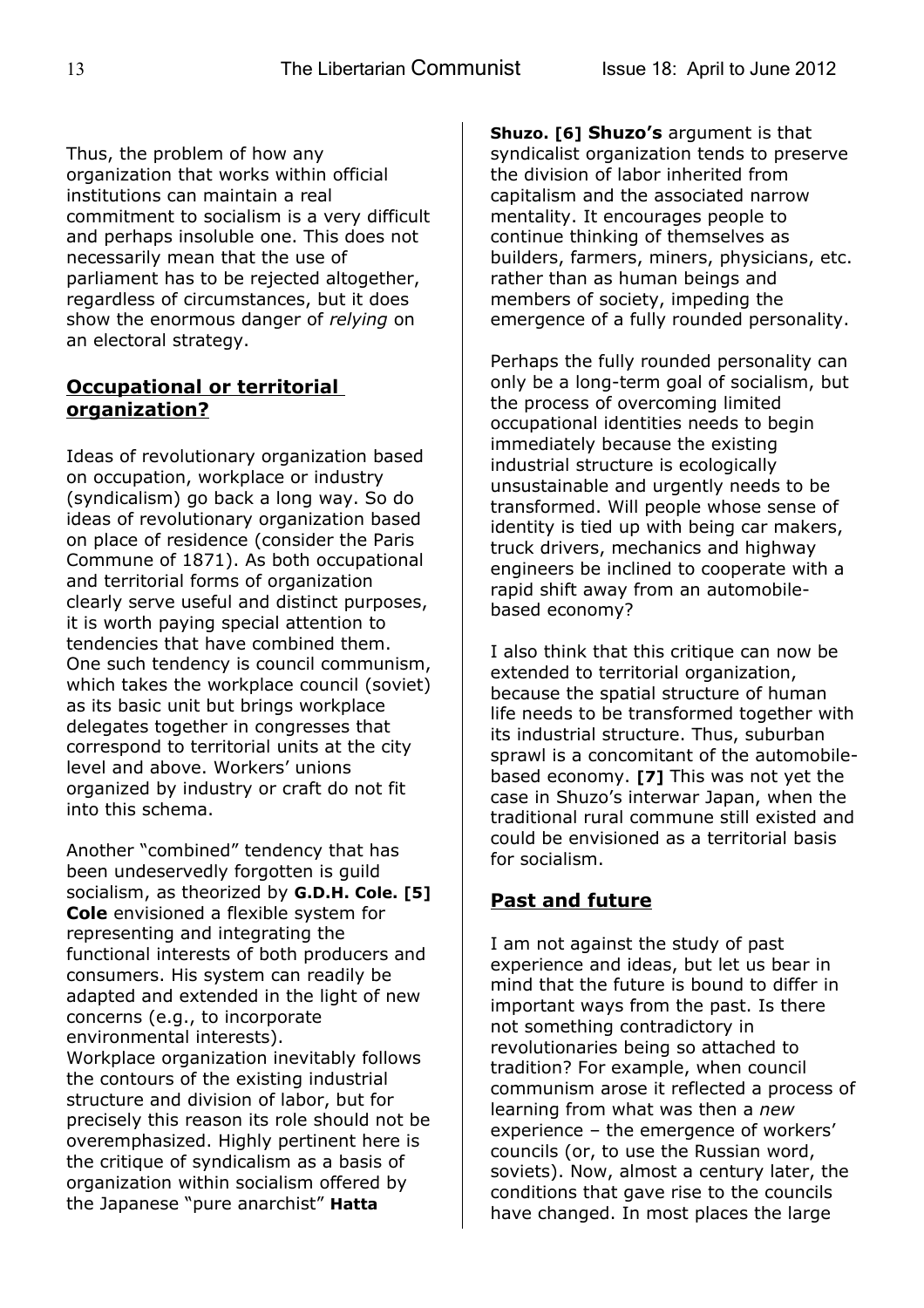Thus, the problem of how any organization that works within official institutions can maintain a real commitment to socialism is a very difficult and perhaps insoluble one. This does not necessarily mean that the use of parliament has to be rejected altogether, regardless of circumstances, but it does show the enormous danger of *relying* on an electoral strategy.

## Occupational or territorial organization?

Ideas of revolutionary organization based on occupation, workplace or industry (syndicalism) go back a long way. So do ideas of revolutionary organization based on place of residence (consider the Paris Commune of 1871). As both occupational and territorial forms of organization clearly serve useful and distinct purposes, it is worth paying special attention to tendencies that have combined them. One such tendency is council communism, which takes the workplace council (soviet) as its basic unit but brings workplace delegates together in congresses that correspond to territorial units at the city level and above. Workers' unions organized by industry or craft do not fit into this schema.

Another "combined" tendency that has been undeservedly forgotten is guild socialism, as theorized by **G.D.H. Cole. [5] Cole** envisioned a flexible system for representing and integrating the functional interests of both producers and consumers. His system can readily be adapted and extended in the light of new concerns (e.g., to incorporate environmental interests).
Workplace organization inevitably follows the contours of the existing industrial structure and division of labor, but for precisely this reason its role should not be overemphasized. Highly pertinent here is the critique of syndicalism as a basis of organization within socialism offered by the Japanese "pure anarchist" **Hatta Shuzo. [6] Shuzo's** argument is that syndicalist organization tends to preserve the division of labor inherited from capitalism and the associated narrow mentality. It encourages people to continue thinking of themselves as builders, farmers, miners, physicians, etc. rather than as human beings and members of society, impeding the emergence of a fully rounded personality.

Perhaps the fully rounded personality can only be a long-term goal of socialism, but the process of overcoming limited occupational identities needs to begin immediately because the existing industrial structure is ecologically unsustainable and urgently needs to be transformed. Will people whose sense of identity is tied up with being car makers, truck drivers, mechanics and highway engineers be inclined to cooperate with a rapid shift away from an automobile-based economy?

I also think that this critique can now be extended to territorial organization, because the spatial structure of human life needs to be transformed together with its industrial structure. Thus, suburban sprawl is a concomitant of the automobile-based economy. **[7]** This was not yet the case in Shuzo's interwar Japan, when the traditional rural commune still existed and could be envisioned as a territorial basis for socialism.

## Past and future

I am not against the study of past experience and ideas, but let us bear in mind that the future is bound to differ in important ways from the past. Is there not something contradictory in revolutionaries being so attached to tradition? For example, when council communism arose it reflected a process of learning from what was then a *new* experience – the emergence of workers' councils (or, to use the Russian word, soviets). Now, almost a century later, the conditions that gave rise to the councils have changed. In most places the large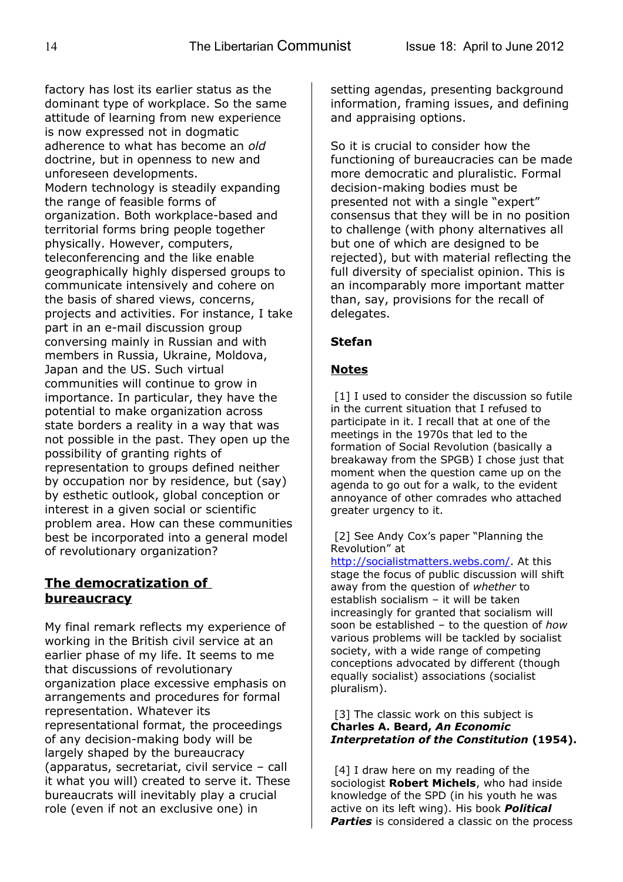factory has lost its earlier status as the dominant type of workplace. So the same attitude of learning from new experience is now expressed not in dogmatic adherence to what has become an *old* doctrine, but in openness to new and unforeseen developments.

Modern technology is steadily expanding the range of feasible forms of organization. Both workplace-based and territorial forms bring people together physically. However, computers, teleconferencing and the like enable geographically highly dispersed groups to communicate intensively and cohere on the basis of shared views, concerns, projects and activities. For instance, I take part in an e-mail discussion group conversing mainly in Russian and with members in Russia, Ukraine, Moldova, Japan and the US. Such virtual communities will continue to grow in importance. In particular, they have the potential to make organization across state borders a reality in a way that was not possible in the past. They open up the possibility of granting rights of representation to groups defined neither by occupation nor by residence, but (say) by esthetic outlook, global conception or interest in a given social or scientific problem area. How can these communities best be incorporated into a general model of revolutionary organization?

## The democratization of bureaucracy

My final remark reflects my experience of working in the British civil service at an earlier phase of my life. It seems to me that discussions of revolutionary organization place excessive emphasis on arrangements and procedures for formal representation. Whatever its representational format, the proceedings of any decision-making body will be largely shaped by the bureaucracy (apparatus, secretariat, civil service – call it what you will) created to serve it. These bureaucrats will inevitably play a crucial role (even if not an exclusive one) in setting agendas, presenting background information, framing issues, and defining and appraising options.

So it is crucial to consider how the functioning of bureaucracies can be made more democratic and pluralistic. Formal decision-making bodies must be presented not with a single "expert" consensus that they will be in no position to challenge (with phony alternatives all but one of which are designed to be rejected), but with material reflecting the full diversity of specialist opinion. This is an incomparably more important matter than, say, provisions for the recall of delegates.

**Stefan**

## Notes

[1] I used to consider the discussion so futile in the current situation that I refused to participate in it. I recall that at one of the meetings in the 1970s that led to the formation of Social Revolution (basically a breakaway from the SPGB) I chose just that moment when the question came up on the agenda to go out for a walk, to the evident annoyance of other comrades who attached greater urgency to it.

[2] See Andy Cox's paper "Planning the Revolution" at http://socialistmatters.webs.com/. At this stage the focus of public discussion will shift away from the question of *whether* to establish socialism – it will be taken increasingly for granted that socialism will soon be established – to the question of *how* various problems will be tackled by socialist society, with a wide range of competing conceptions advocated by different (though equally socialist) associations (socialist pluralism).

[3] The classic work on this subject is **Charles A. Beard, *An Economic Interpretation of the Constitution* (1954).**

[4] I draw here on my reading of the sociologist **Robert Michels**, who had inside knowledge of the SPD (in his youth he was active on its left wing). His book ***Political Parties*** is considered a classic on the process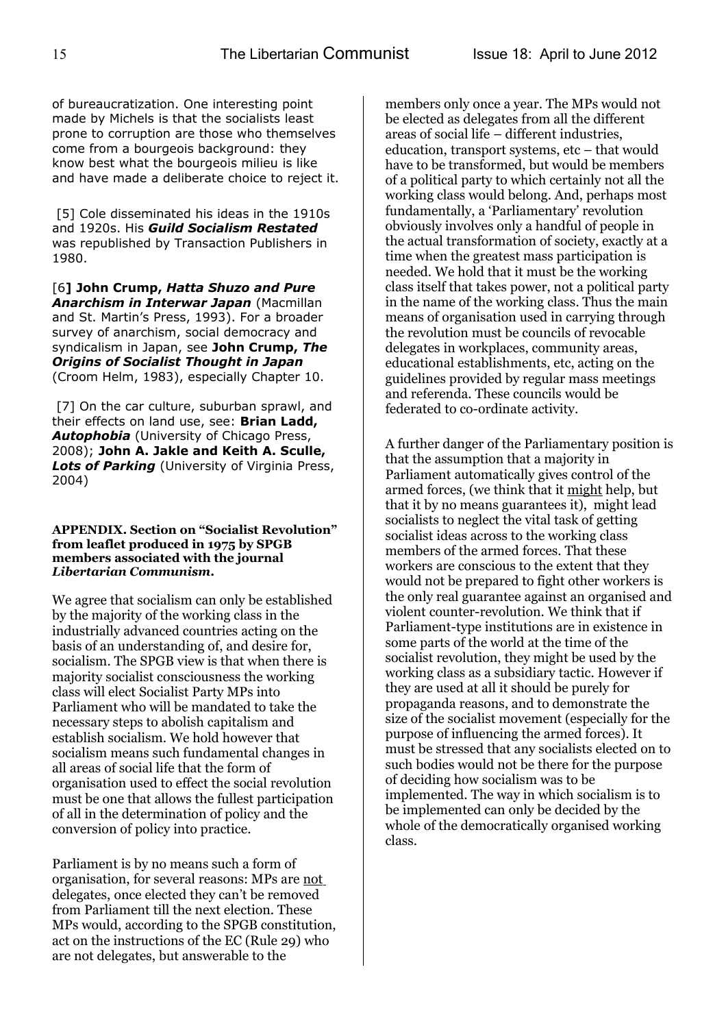of bureaucratization. One interesting point made by Michels is that the socialists least prone to corruption are those who themselves come from a bourgeois background: they know best what the bourgeois milieu is like and have made a deliberate choice to reject it.

[5] Cole disseminated his ideas in the 1910s and 1920s. His ***Guild Socialism Restated*** was republished by Transaction Publishers in 1980.

[6] **John Crump, *Hatta Shuzo and Pure Anarchism in Interwar Japan*** (Macmillan and St. Martin's Press, 1993). For a broader survey of anarchism, social democracy and syndicalism in Japan, see **John Crump, *The Origins of Socialist Thought in Japan*** (Croom Helm, 1983), especially Chapter 10.

[7] On the car culture, suburban sprawl, and their effects on land use, see: **Brian Ladd, *Autophobia*** (University of Chicago Press, 2008); **John A. Jakle and Keith A. Sculle, *Lots of Parking*** (University of Virginia Press, 2004)

**APPENDIX. Section on "Socialist Revolution" from leaflet produced in 1975 by SPGB members associated with the journal *Libertarian Communism*.**

We agree that socialism can only be established by the majority of the working class in the industrially advanced countries acting on the basis of an understanding of, and desire for, socialism. The SPGB view is that when there is majority socialist consciousness the working class will elect Socialist Party MPs into Parliament who will be mandated to take the necessary steps to abolish capitalism and establish socialism. We hold however that socialism means such fundamental changes in all areas of social life that the form of organisation used to effect the social revolution must be one that allows the fullest participation of all in the determination of policy and the conversion of policy into practice.

Parliament is by no means such a form of organisation, for several reasons: MPs are not delegates, once elected they can't be removed from Parliament till the next election. These MPs would, according to the SPGB constitution, act on the instructions of the EC (Rule 29) who are not delegates, but answerable to the members only once a year. The MPs would not be elected as delegates from all the different areas of social life – different industries, education, transport systems, etc – that would have to be transformed, but would be members of a political party to which certainly not all the working class would belong. And, perhaps most fundamentally, a 'Parliamentary' revolution obviously involves only a handful of people in the actual transformation of society, exactly at a time when the greatest mass participation is needed. We hold that it must be the working class itself that takes power, not a political party in the name of the working class. Thus the main means of organisation used in carrying through the revolution must be councils of revocable delegates in workplaces, community areas, educational establishments, etc, acting on the guidelines provided by regular mass meetings and referenda. These councils would be federated to co-ordinate activity.

A further danger of the Parliamentary position is that the assumption that a majority in Parliament automatically gives control of the armed forces, (we think that it might help, but that it by no means guarantees it), might lead socialists to neglect the vital task of getting socialist ideas across to the working class members of the armed forces. That these workers are conscious to the extent that they would not be prepared to fight other workers is the only real guarantee against an organised and violent counter-revolution. We think that if Parliament-type institutions are in existence in some parts of the world at the time of the socialist revolution, they might be used by the working class as a subsidiary tactic. However if they are used at all it should be purely for propaganda reasons, and to demonstrate the size of the socialist movement (especially for the purpose of influencing the armed forces). It must be stressed that any socialists elected on to such bodies would not be there for the purpose of deciding how socialism was to be implemented. The way in which socialism is to be implemented can only be decided by the whole of the democratically organised working class.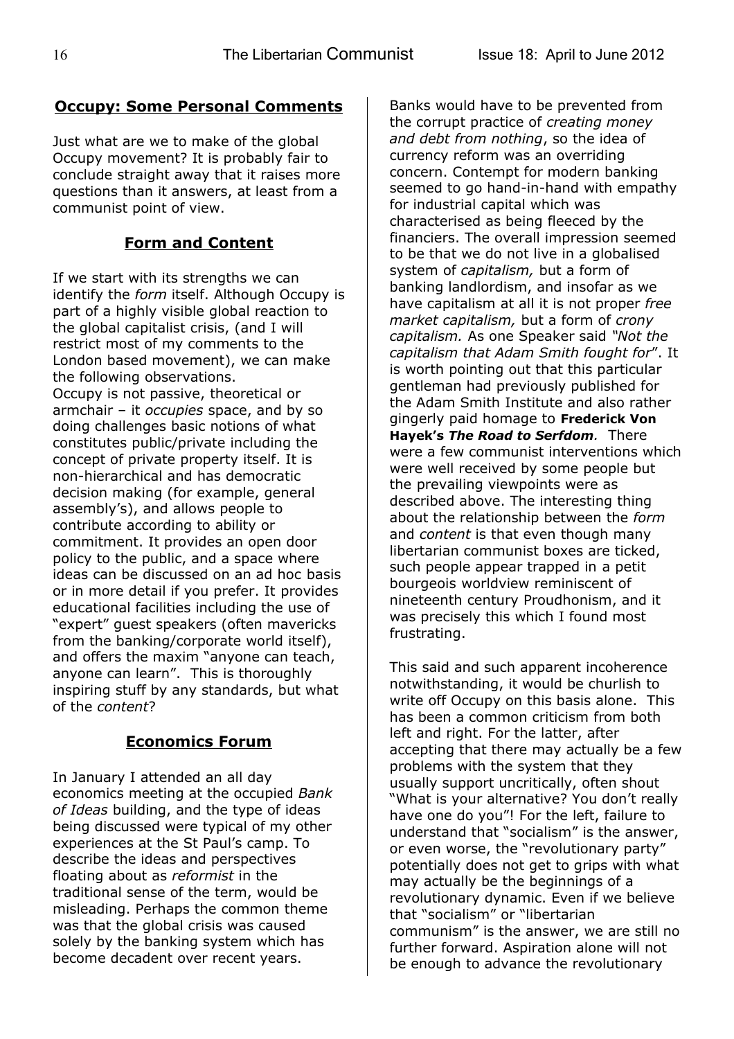## Occupy: Some Personal Comments

Just what are we to make of the global Occupy movement? It is probably fair to conclude straight away that it raises more questions than it answers, at least from a communist point of view.

### Form and Content

If we start with its strengths we can identify the *form* itself. Although Occupy is part of a highly visible global reaction to the global capitalist crisis, (and I will restrict most of my comments to the London based movement), we can make the following observations.

Occupy is not passive, theoretical or armchair – it *occupies* space, and by so doing challenges basic notions of what constitutes public/private including the concept of private property itself. It is non-hierarchical and has democratic decision making (for example, general assembly's), and allows people to contribute according to ability or commitment. It provides an open door policy to the public, and a space where ideas can be discussed on an ad hoc basis or in more detail if you prefer. It provides educational facilities including the use of "expert" guest speakers (often mavericks from the banking/corporate world itself), and offers the maxim "anyone can teach, anyone can learn". This is thoroughly inspiring stuff by any standards, but what of the *content*?

### Economics Forum

In January I attended an all day economics meeting at the occupied *Bank of Ideas* building, and the type of ideas being discussed were typical of my other experiences at the St Paul's camp. To describe the ideas and perspectives floating about as *reformist* in the traditional sense of the term, would be misleading. Perhaps the common theme was that the global crisis was caused solely by the banking system which has become decadent over recent years. Banks would have to be prevented from the corrupt practice of *creating money and debt from nothing*, so the idea of currency reform was an overriding concern. Contempt for modern banking seemed to go hand-in-hand with empathy for industrial capital which was characterised as being fleeced by the financiers. The overall impression seemed to be that we do not live in a globalised system of *capitalism,* but a form of banking landlordism, and insofar as we have capitalism at all it is not proper *free market capitalism,* but a form of *crony capitalism.* As one Speaker said *"Not the capitalism that Adam Smith fought for*". It is worth pointing out that this particular gentleman had previously published for the Adam Smith Institute and also rather gingerly paid homage to **Frederick Von Hayek's *The Road to Serfdom*.** There were a few communist interventions which were well received by some people but the prevailing viewpoints were as described above. The interesting thing about the relationship between the *form* and *content* is that even though many libertarian communist boxes are ticked, such people appear trapped in a petit bourgeois worldview reminiscent of nineteenth century Proudhonism, and it was precisely this which I found most frustrating.

This said and such apparent incoherence notwithstanding, it would be churlish to write off Occupy on this basis alone. This has been a common criticism from both left and right. For the latter, after accepting that there may actually be a few problems with the system that they usually support uncritically, often shout "What is your alternative? You don't really have one do you"! For the left, failure to understand that "socialism" is the answer, or even worse, the "revolutionary party" potentially does not get to grips with what may actually be the beginnings of a revolutionary dynamic. Even if we believe that "socialism" or "libertarian communism" is the answer, we are still no further forward. Aspiration alone will not be enough to advance the revolutionary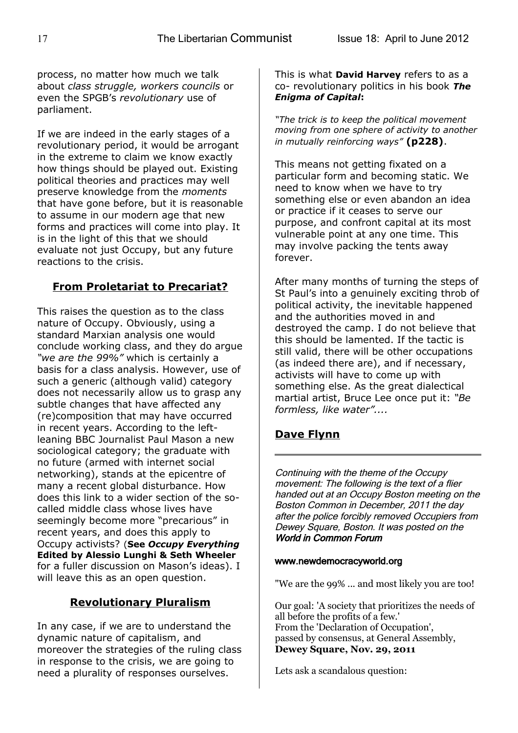process, no matter how much we talk about *class struggle, workers councils* or even the SPGB's *revolutionary* use of parliament.

If we are indeed in the early stages of a revolutionary period, it would be arrogant in the extreme to claim we know exactly how things should be played out. Existing political theories and practices may well preserve knowledge from the *moments* that have gone before, but it is reasonable to assume in our modern age that new forms and practices will come into play. It is in the light of this that we should evaluate not just Occupy, but any future reactions to the crisis.

## From Proletariat to Precariat?

This raises the question as to the class nature of Occupy. Obviously, using a standard Marxian analysis one would conclude working class, and they do argue *"we are the 99%"* which is certainly a basis for a class analysis. However, use of such a generic (although valid) category does not necessarily allow us to grasp any subtle changes that have affected any (re)composition that may have occurred in recent years. According to the left-leaning BBC Journalist Paul Mason a new sociological category; the graduate with no future (armed with internet social networking), stands at the epicentre of many a recent global disturbance. How does this link to a wider section of the so-called middle class whose lives have seemingly become more "precarious" in recent years, and does this apply to Occupy activists? (**See *Occupy Everything* Edited by Alessio Lunghi & Seth Wheeler** for a fuller discussion on Mason's ideas). I will leave this as an open question.

## Revolutionary Pluralism

In any case, if we are to understand the dynamic nature of capitalism, and moreover the strategies of the ruling class in response to the crisis, we are going to need a plurality of responses ourselves.

This is what **David Harvey** refers to as a co- revolutionary politics in his book ***The Enigma of Capital*:**

*"The trick is to keep the political movement moving from one sphere of activity to another in mutually reinforcing ways"* **(p228)**.

This means not getting fixated on a particular form and becoming static. We need to know when we have to try something else or even abandon an idea or practice if it ceases to serve our purpose, and confront capital at its most vulnerable point at any one time. This may involve packing the tents away forever.

After many months of turning the steps of St Paul's into a genuinely exciting throb of political activity, the inevitable happened and the authorities moved in and destroyed the camp. I do not believe that this should be lamented. If the tactic is still valid, there will be other occupations (as indeed there are), and if necessary, activists will have to come up with something else. As the great dialectical martial artist, Bruce Lee once put it: *"Be formless, like water"....*

**Dave Flynn**

---

*Continuing with the theme of the Occupy movement: The following is the text of a flier handed out at an Occupy Boston meeting on the Boston Common in December, 2011 the day after the police forcibly removed Occupiers from Dewey Square, Boston. It was posted on the* ***World in Common Forum***

**www.newdemocracyworld.org**

"We are the 99% ... and most likely you are too!

Our goal: 'A society that prioritizes the needs of all before the profits of a few.'
From the 'Declaration of Occupation',
passed by consensus, at General Assembly,
**Dewey Square, Nov. 29, 2011**

Lets ask a scandalous question: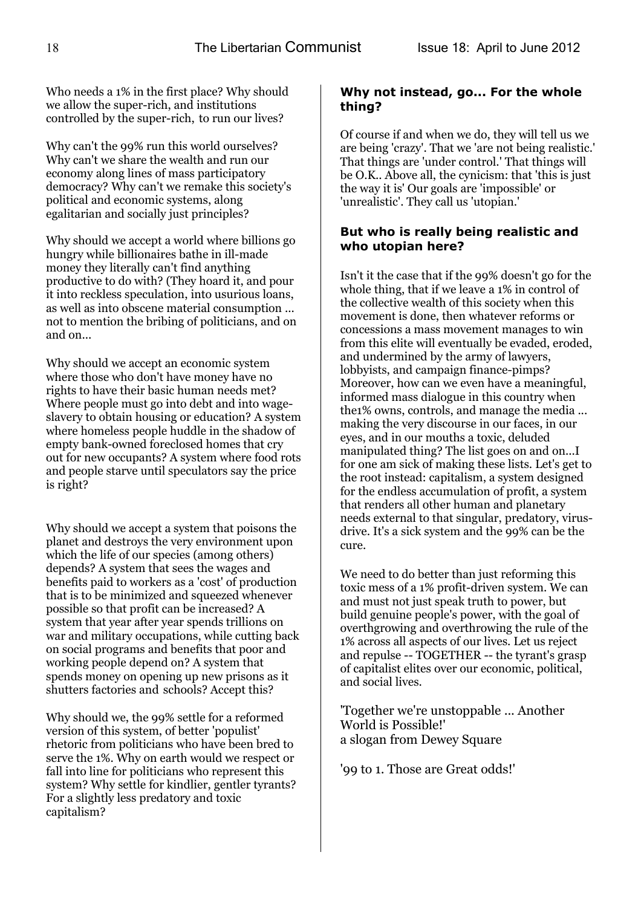Who needs a 1% in the first place? Why should we allow the super-rich, and institutions controlled by the super-rich, to run our lives?

Why can't the 99% run this world ourselves? Why can't we share the wealth and run our economy along lines of mass participatory democracy? Why can't we remake this society's political and economic systems, along egalitarian and socially just principles?

Why should we accept a world where billions go hungry while billionaires bathe in ill-made money they literally can't find anything productive to do with? (They hoard it, and pour it into reckless speculation, into usurious loans, as well as into obscene material consumption ... not to mention the bribing of politicians, and on and on...

Why should we accept an economic system where those who don't have money have no rights to have their basic human needs met? Where people must go into debt and into wage-slavery to obtain housing or education? A system where homeless people huddle in the shadow of empty bank-owned foreclosed homes that cry out for new occupants? A system where food rots and people starve until speculators say the price is right?

Why should we accept a system that poisons the planet and destroys the very environment upon which the life of our species (among others) depends? A system that sees the wages and benefits paid to workers as a 'cost' of production that is to be minimized and squeezed whenever possible so that profit can be increased? A system that year after year spends trillions on war and military occupations, while cutting back on social programs and benefits that poor and working people depend on? A system that spends money on opening up new prisons as it shutters factories and schools? Accept this?

Why should we, the 99% settle for a reformed version of this system, of better 'populist' rhetoric from politicians who have been bred to serve the 1%. Why on earth would we respect or fall into line for politicians who represent this system? Why settle for kindlier, gentler tyrants? For a slightly less predatory and toxic capitalism?

**Why not instead, go... For the whole thing?**

Of course if and when we do, they will tell us we are being 'crazy'. That we 'are not being realistic.' That things are 'under control.' That things will be O.K.. Above all, the cynicism: that 'this is just the way it is' Our goals are 'impossible' or 'unrealistic'. They call us 'utopian.'

**But who is really being realistic and who utopian here?**

Isn't it the case that if the 99% doesn't go for the whole thing, that if we leave a 1% in control of the collective wealth of this society when this movement is done, then whatever reforms or concessions a mass movement manages to win from this elite will eventually be evaded, eroded, and undermined by the army of lawyers, lobbyists, and campaign finance-pimps? Moreover, how can we even have a meaningful, informed mass dialogue in this country when the1% owns, controls, and manage the media ... making the very discourse in our faces, in our eyes, and in our mouths a toxic, deluded manipulated thing? The list goes on and on...I for one am sick of making these lists. Let's get to the root instead: capitalism, a system designed for the endless accumulation of profit, a system that renders all other human and planetary needs external to that singular, predatory, virus-drive. It's a sick system and the 99% can be the cure.

We need to do better than just reforming this toxic mess of a 1% profit-driven system. We can and must not just speak truth to power, but build genuine people's power, with the goal of overthgrowing and overthrowing the rule of the 1% across all aspects of our lives. Let us reject and repulse -- TOGETHER -- the tyrant's grasp of capitalist elites over our economic, political, and social lives.

'Together we're unstoppable ... Another World is Possible!'
a slogan from Dewey Square

'99 to 1. Those are Great odds!'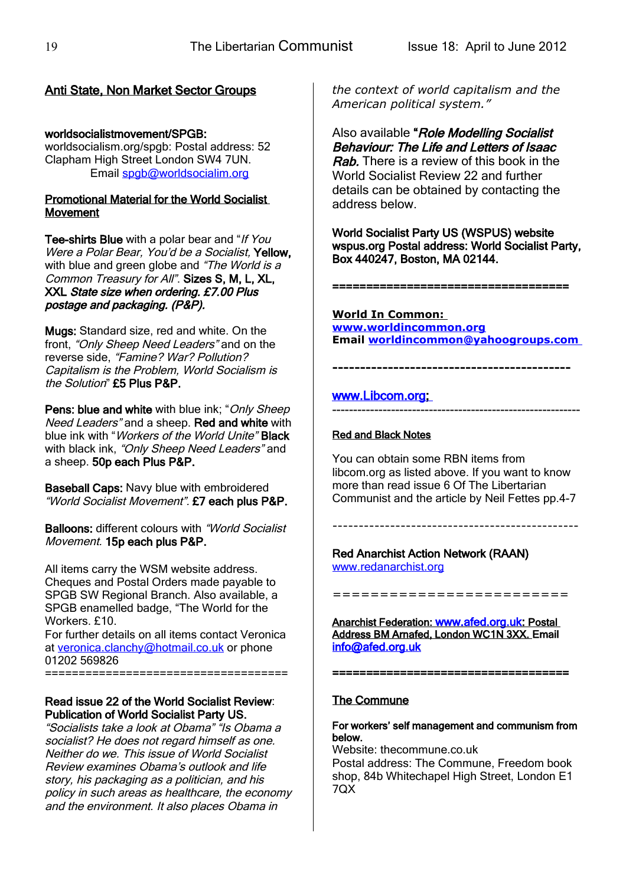## Anti State, Non Market Sector Groups

**worldsocialistmovement/SPGB:**
worldsocialism.org/spgb: Postal address: 52 Clapham High Street London SW4 7UN.
Email spgb@worldsocialim.org

### Promotional Material for the World Socialist Movement

**Tee-shirts Blue** with a polar bear and "*If You Were a Polar Bear, You'd be a Socialist,* **Yellow,** with blue and green globe and *"The World is a Common Treasury for All"*. **Sizes S, M, L, XL, XXL** ***State size when ordering. £7.00 Plus postage and packaging. (P&P).***

**Mugs:** Standard size, red and white. On the front, *"Only Sheep Need Leaders"* and on the reverse side, *"Famine? War? Pollution? Capitalism is the Problem, World Socialism is the Solution*" **£5 Plus P&P.**

**Pens: blue and white** with blue ink; "*Only Sheep Need Leaders"* and a sheep. **Red and white** with blue ink with "*Workers of the World Unite"* **Black** with black ink, *"Only Sheep Need Leaders"* and a sheep. **50p each Plus P&P.**

**Baseball Caps:** Navy blue with embroidered *"World Socialist Movement".* **£7 each plus P&P.**

**Balloons:** different colours with *"World Socialist Movement.* **15p each plus P&P.**

All items carry the WSM website address. Cheques and Postal Orders made payable to SPGB SW Regional Branch. Also available, a SPGB enamelled badge, "The World for the Workers. £10.
For further details on all items contact Veronica at veronica.clanchy@hotmail.co.uk or phone 01202 569826

===================================

**Read issue 22 of the World Socialist Review**: **Publication of World Socialist Party US.**
*"Socialists take a look at Obama" "Is Obama a socialist? He does not regard himself as one. Neither do we. This issue of World Socialist Review examines Obama's outlook and life story, his packaging as a politician, and his policy in such areas as healthcare, the economy and the environment. It also places Obama in the context of world capitalism and the American political system."*

Also available **"*Role Modelling Socialist Behaviour: The Life and Letters of Isaac Rab.*** There is a review of this book in the World Socialist Review 22 and further details can be obtained by contacting the address below.

**World Socialist Party US (WSPUS) website wspus.org Postal address: World Socialist Party, Box 440247, Boston, MA 02144.**

===================================

**World In Common:**
**www.worldincommon.org**
**Email worldincommon@yahoogroups.com**

-------------------------------------------

www.Libcom.org;

-----------------------------------------------------------

**Red and Black Notes**

You can obtain some RBN items from libcom.org as listed above. If you want to know more than read issue 6 Of The Libertarian Communist and the article by Neil Fettes pp.4-7

-----------------------------------------------

**Red Anarchist Action Network (RAAN)**
www.redanarchist.org

========================

**Anarchist Federation: www.afed.org.uk: Postal Address BM Arnafed, London WC1N 3XX. Email info@afed.org.uk**

===================================

### The Commune

**For workers' self management and communism from below.**
Website: thecommune.co.uk
Postal address: The Commune, Freedom book shop, 84b Whitechapel High Street, London E1 7QX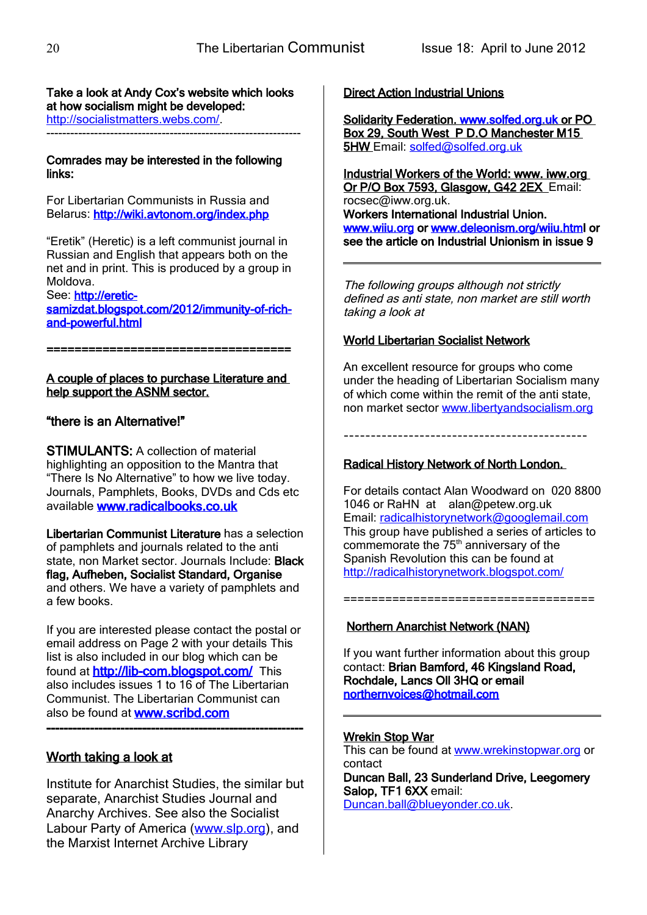**Take a look at Andy Cox's website which looks at how socialism might be developed:** http://socialistmatters.webs.com/.

---

**Comrades may be interested in the following links:**

For Libertarian Communists in Russia and Belarus: **http://wiki.avtonom.org/index.php**

"Eretik" (Heretic) is a left communist journal in Russian and English that appears both on the net and in print. This is produced by a group in Moldova.
See: **http://eretic-samizdat.blogspot.com/2012/immunity-of-rich-and-powerful.html**

---

**A couple of places to purchase Literature and help support the ASNM sector.**

**"there is an Alternative!"**

**STIMULANTS:** A collection of material highlighting an opposition to the Mantra that "There Is No Alternative" to how we live today. Journals, Pamphlets, Books, DVDs and Cds etc available **www.radicalbooks.co.uk**

**Libertarian Communist Literature** has a selection of pamphlets and journals related to the anti state, non Market sector. Journals Include: **Black flag, Aufheben, Socialist Standard, Organise** and others. We have a variety of pamphlets and a few books.

If you are interested please contact the postal or email address on Page 2 with your details This list is also included in our blog which can be found at **http://lib-com.blogspot.com/** This also includes issues 1 to 16 of The Libertarian Communist. The Libertarian Communist can also be found at **www.scribd.com**

---

**Worth taking a look at**

Institute for Anarchist Studies, the similar but separate, Anarchist Studies Journal and Anarchy Archives. See also the Socialist Labour Party of America (www.slp.org), and the Marxist Internet Archive Library

**Direct Action Industrial Unions**

**Solidarity Federation. www.solfed.org.uk or PO Box 29, South West P D.O Manchester M15 5HW** Email: solfed@solfed.org.uk

**Industrial Workers of the World: www. iww.org Or P/O Box 7593, Glasgow, G42 2EX** Email: rocsec@iww.org.uk.
**Workers International Industrial Union. www.wiiu.org or www.deleonism.org/wiiu.html or see the article on Industrial Unionism in issue 9**

---

*The following groups although not strictly defined as anti state, non market are still worth taking a look at*

**World Libertarian Socialist Network**

An excellent resource for groups who come under the heading of Libertarian Socialism many of which come within the remit of the anti state, non market sector www.libertyandsocialism.org

---

**Radical History Network of North London.**

For details contact Alan Woodward on 020 8800 1046 or RaHN at alan@petew.org.uk
Email: radicalhistorynetwork@googlemail.com
This group have published a series of articles to commemorate the 75th anniversary of the Spanish Revolution this can be found at http://radicalhistorynetwork.blogspot.com/

---

**Northern Anarchist Network (NAN)**

If you want further information about this group contact: **Brian Bamford, 46 Kingsland Road, Rochdale, Lancs Oll 3HQ or email northernvoices@hotmail.com**

---

**Wrekin Stop War**
This can be found at www.wrekinstopwar.org or contact
**Duncan Ball, 23 Sunderland Drive, Leegomery Salop, TF1 6XX** email: Duncan.ball@blueyonder.co.uk.